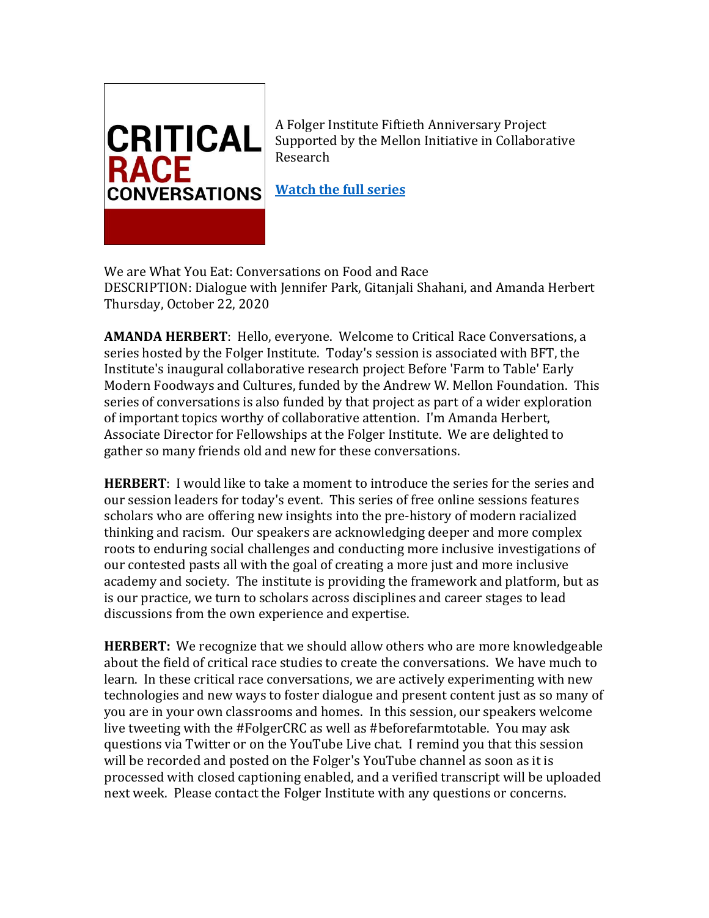**CRITICAL RACE CONVERSATIONS**

A Folger Institute Fiftieth Anniversary Project
Supported by the Mellon Initiative in Collaborative Research

[Watch the full series]

We are What You Eat: Conversations on Food and Race
DESCRIPTION: Dialogue with Jennifer Park, Gitanjali Shahani, and Amanda Herbert
Thursday, October 22, 2020

**AMANDA HERBERT**: Hello, everyone. Welcome to Critical Race Conversations, a series hosted by the Folger Institute. Today's session is associated with BFT, the Institute's inaugural collaborative research project Before 'Farm to Table' Early Modern Foodways and Cultures, funded by the Andrew W. Mellon Foundation. This series of conversations is also funded by that project as part of a wider exploration of important topics worthy of collaborative attention. I'm Amanda Herbert, Associate Director for Fellowships at the Folger Institute. We are delighted to gather so many friends old and new for these conversations.

**HERBERT**: I would like to take a moment to introduce the series for the series and our session leaders for today's event. This series of free online sessions features scholars who are offering new insights into the pre-history of modern racialized thinking and racism. Our speakers are acknowledging deeper and more complex roots to enduring social challenges and conducting more inclusive investigations of our contested pasts all with the goal of creating a more just and more inclusive academy and society. The institute is providing the framework and platform, but as is our practice, we turn to scholars across disciplines and career stages to lead discussions from the own experience and expertise.

**HERBERT:** We recognize that we should allow others who are more knowledgeable about the field of critical race studies to create the conversations. We have much to learn. In these critical race conversations, we are actively experimenting with new technologies and new ways to foster dialogue and present content just as so many of you are in your own classrooms and homes. In this session, our speakers welcome live tweeting with the #FolgerCRC as well as #beforefarmtotable. You may ask questions via Twitter or on the YouTube Live chat. I remind you that this session will be recorded and posted on the Folger's YouTube channel as soon as it is processed with closed captioning enabled, and a verified transcript will be uploaded next week. Please contact the Folger Institute with any questions or concerns.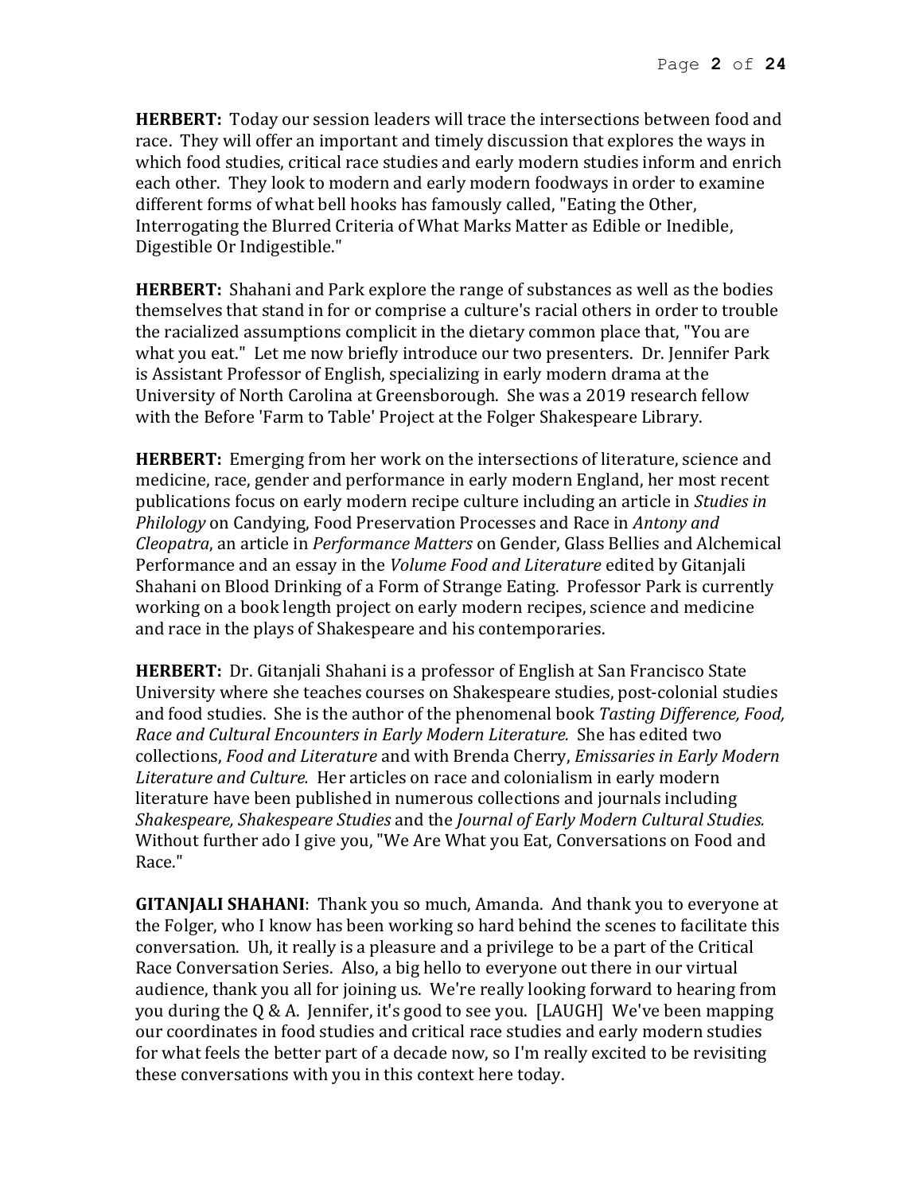**HERBERT:** Today our session leaders will trace the intersections between food and race. They will offer an important and timely discussion that explores the ways in which food studies, critical race studies and early modern studies inform and enrich each other. They look to modern and early modern foodways in order to examine different forms of what bell hooks has famously called, "Eating the Other, Interrogating the Blurred Criteria of What Marks Matter as Edible or Inedible, Digestible Or Indigestible."

**HERBERT:** Shahani and Park explore the range of substances as well as the bodies themselves that stand in for or comprise a culture's racial others in order to trouble the racialized assumptions complicit in the dietary common place that, "You are what you eat." Let me now briefly introduce our two presenters. Dr. Jennifer Park is Assistant Professor of English, specializing in early modern drama at the University of North Carolina at Greensborough. She was a 2019 research fellow with the Before 'Farm to Table' Project at the Folger Shakespeare Library.

**HERBERT:** Emerging from her work on the intersections of literature, science and medicine, race, gender and performance in early modern England, her most recent publications focus on early modern recipe culture including an article in *Studies in Philology* on Candying, Food Preservation Processes and Race in *Antony and Cleopatra*, an article in *Performance Matters* on Gender, Glass Bellies and Alchemical Performance and an essay in the *Volume Food and Literature* edited by Gitanjali Shahani on Blood Drinking of a Form of Strange Eating. Professor Park is currently working on a book length project on early modern recipes, science and medicine and race in the plays of Shakespeare and his contemporaries.

**HERBERT:** Dr. Gitanjali Shahani is a professor of English at San Francisco State University where she teaches courses on Shakespeare studies, post-colonial studies and food studies. She is the author of the phenomenal book *Tasting Difference, Food, Race and Cultural Encounters in Early Modern Literature.* She has edited two collections, *Food and Literature* and with Brenda Cherry, *Emissaries in Early Modern Literature and Culture.* Her articles on race and colonialism in early modern literature have been published in numerous collections and journals including *Shakespeare, Shakespeare Studies* and the *Journal of Early Modern Cultural Studies.* Without further ado I give you, "We Are What you Eat, Conversations on Food and Race."

**GITANJALI SHAHANI**: Thank you so much, Amanda. And thank you to everyone at the Folger, who I know has been working so hard behind the scenes to facilitate this conversation. Uh, it really is a pleasure and a privilege to be a part of the Critical Race Conversation Series. Also, a big hello to everyone out there in our virtual audience, thank you all for joining us. We're really looking forward to hearing from you during the Q & A. Jennifer, it's good to see you. [LAUGH] We've been mapping our coordinates in food studies and critical race studies and early modern studies for what feels the better part of a decade now, so I'm really excited to be revisiting these conversations with you in this context here today.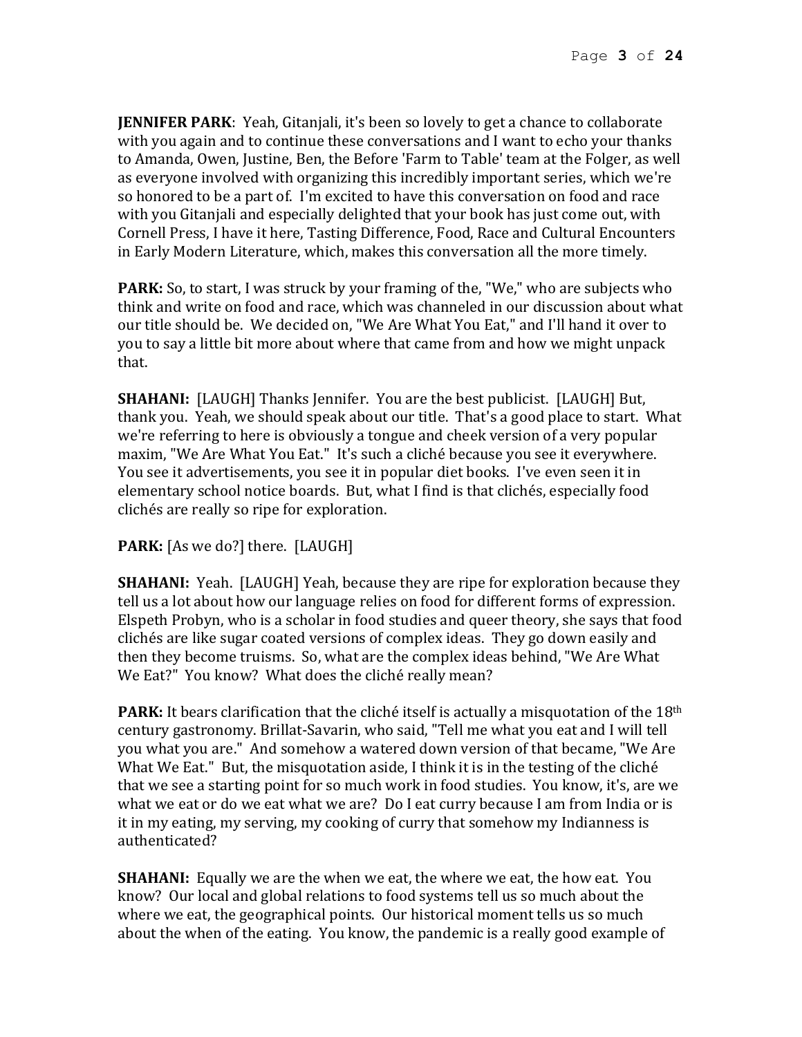**JENNIFER PARK**: Yeah, Gitanjali, it's been so lovely to get a chance to collaborate with you again and to continue these conversations and I want to echo your thanks to Amanda, Owen, Justine, Ben, the Before 'Farm to Table' team at the Folger, as well as everyone involved with organizing this incredibly important series, which we're so honored to be a part of. I'm excited to have this conversation on food and race with you Gitanjali and especially delighted that your book has just come out, with Cornell Press, I have it here, Tasting Difference, Food, Race and Cultural Encounters in Early Modern Literature, which, makes this conversation all the more timely.

**PARK:** So, to start, I was struck by your framing of the, "We," who are subjects who think and write on food and race, which was channeled in our discussion about what our title should be. We decided on, "We Are What You Eat," and I'll hand it over to you to say a little bit more about where that came from and how we might unpack that.

**SHAHANI:** [LAUGH] Thanks Jennifer. You are the best publicist. [LAUGH] But, thank you. Yeah, we should speak about our title. That's a good place to start. What we're referring to here is obviously a tongue and cheek version of a very popular maxim, "We Are What You Eat." It's such a cliché because you see it everywhere. You see it advertisements, you see it in popular diet books. I've even seen it in elementary school notice boards. But, what I find is that clichés, especially food clichés are really so ripe for exploration.

**PARK:** [As we do?] there. [LAUGH]

**SHAHANI:** Yeah. [LAUGH] Yeah, because they are ripe for exploration because they tell us a lot about how our language relies on food for different forms of expression. Elspeth Probyn, who is a scholar in food studies and queer theory, she says that food clichés are like sugar coated versions of complex ideas. They go down easily and then they become truisms. So, what are the complex ideas behind, "We Are What We Eat?" You know? What does the cliché really mean?

**PARK:** It bears clarification that the cliché itself is actually a misquotation of the 18th century gastronomy. Brillat-Savarin, who said, "Tell me what you eat and I will tell you what you are." And somehow a watered down version of that became, "We Are What We Eat." But, the misquotation aside, I think it is in the testing of the cliché that we see a starting point for so much work in food studies. You know, it's, are we what we eat or do we eat what we are? Do I eat curry because I am from India or is it in my eating, my serving, my cooking of curry that somehow my Indianness is authenticated?

**SHAHANI:** Equally we are the when we eat, the where we eat, the how eat. You know? Our local and global relations to food systems tell us so much about the where we eat, the geographical points. Our historical moment tells us so much about the when of the eating. You know, the pandemic is a really good example of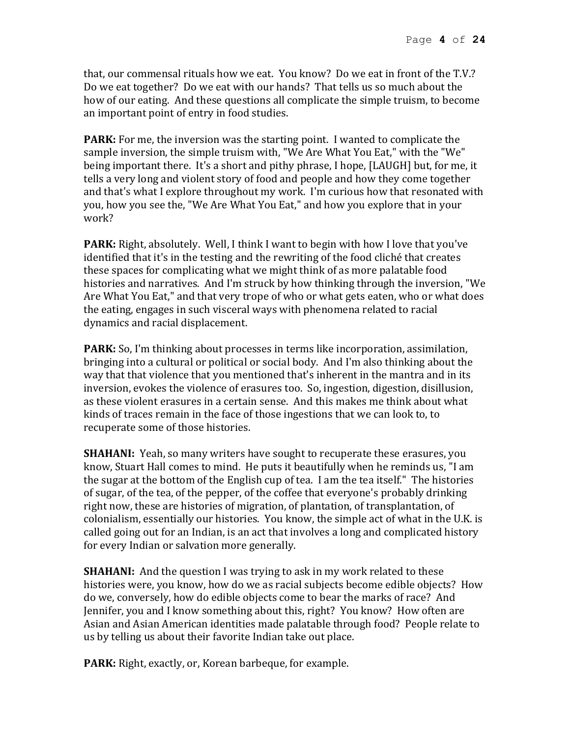that, our commensal rituals how we eat. You know? Do we eat in front of the T.V.? Do we eat together? Do we eat with our hands? That tells us so much about the how of our eating. And these questions all complicate the simple truism, to become an important point of entry in food studies.

**PARK:** For me, the inversion was the starting point. I wanted to complicate the sample inversion, the simple truism with, "We Are What You Eat," with the "We" being important there. It's a short and pithy phrase, I hope, [LAUGH] but, for me, it tells a very long and violent story of food and people and how they come together and that's what I explore throughout my work. I'm curious how that resonated with you, how you see the, "We Are What You Eat," and how you explore that in your work?

**PARK:** Right, absolutely. Well, I think I want to begin with how I love that you've identified that it's in the testing and the rewriting of the food cliché that creates these spaces for complicating what we might think of as more palatable food histories and narratives. And I'm struck by how thinking through the inversion, "We Are What You Eat," and that very trope of who or what gets eaten, who or what does the eating, engages in such visceral ways with phenomena related to racial dynamics and racial displacement.

**PARK:** So, I'm thinking about processes in terms like incorporation, assimilation, bringing into a cultural or political or social body. And I'm also thinking about the way that that violence that you mentioned that's inherent in the mantra and in its inversion, evokes the violence of erasures too. So, ingestion, digestion, disillusion, as these violent erasures in a certain sense. And this makes me think about what kinds of traces remain in the face of those ingestions that we can look to, to recuperate some of those histories.

**SHAHANI:** Yeah, so many writers have sought to recuperate these erasures, you know, Stuart Hall comes to mind. He puts it beautifully when he reminds us, "I am the sugar at the bottom of the English cup of tea. I am the tea itself." The histories of sugar, of the tea, of the pepper, of the coffee that everyone's probably drinking right now, these are histories of migration, of plantation, of transplantation, of colonialism, essentially our histories. You know, the simple act of what in the U.K. is called going out for an Indian, is an act that involves a long and complicated history for every Indian or salvation more generally.

**SHAHANI:** And the question I was trying to ask in my work related to these histories were, you know, how do we as racial subjects become edible objects? How do we, conversely, how do edible objects come to bear the marks of race? And Jennifer, you and I know something about this, right? You know? How often are Asian and Asian American identities made palatable through food? People relate to us by telling us about their favorite Indian take out place.

**PARK:** Right, exactly, or, Korean barbeque, for example.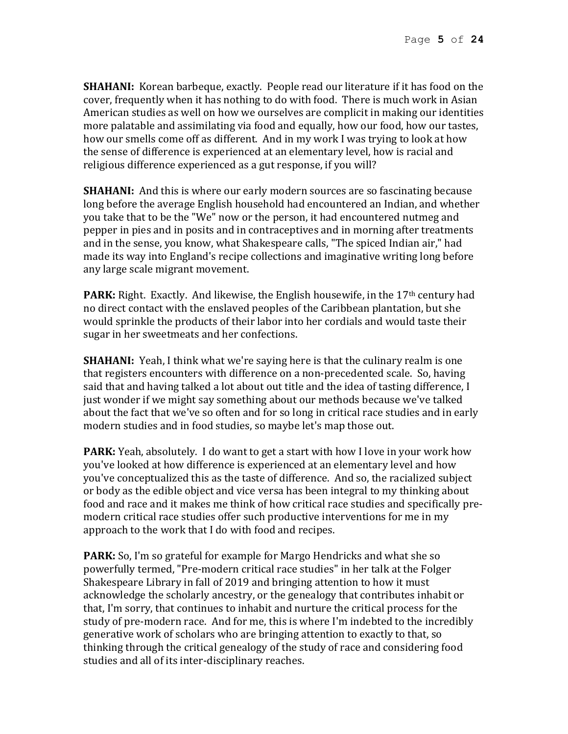**SHAHANI:** Korean barbeque, exactly. People read our literature if it has food on the cover, frequently when it has nothing to do with food. There is much work in Asian American studies as well on how we ourselves are complicit in making our identities more palatable and assimilating via food and equally, how our food, how our tastes, how our smells come off as different. And in my work I was trying to look at how the sense of difference is experienced at an elementary level, how is racial and religious difference experienced as a gut response, if you will?

**SHAHANI:** And this is where our early modern sources are so fascinating because long before the average English household had encountered an Indian, and whether you take that to be the "We" now or the person, it had encountered nutmeg and pepper in pies and in posits and in contraceptives and in morning after treatments and in the sense, you know, what Shakespeare calls, "The spiced Indian air," had made its way into England's recipe collections and imaginative writing long before any large scale migrant movement.

**PARK:** Right. Exactly. And likewise, the English housewife, in the 17th century had no direct contact with the enslaved peoples of the Caribbean plantation, but she would sprinkle the products of their labor into her cordials and would taste their sugar in her sweetmeats and her confections.

**SHAHANI:** Yeah, I think what we're saying here is that the culinary realm is one that registers encounters with difference on a non-precedented scale. So, having said that and having talked a lot about out title and the idea of tasting difference, I just wonder if we might say something about our methods because we've talked about the fact that we've so often and for so long in critical race studies and in early modern studies and in food studies, so maybe let's map those out.

**PARK:** Yeah, absolutely. I do want to get a start with how I love in your work how you've looked at how difference is experienced at an elementary level and how you've conceptualized this as the taste of difference. And so, the racialized subject or body as the edible object and vice versa has been integral to my thinking about food and race and it makes me think of how critical race studies and specifically pre-modern critical race studies offer such productive interventions for me in my approach to the work that I do with food and recipes.

**PARK:** So, I'm so grateful for example for Margo Hendricks and what she so powerfully termed, "Pre-modern critical race studies" in her talk at the Folger Shakespeare Library in fall of 2019 and bringing attention to how it must acknowledge the scholarly ancestry, or the genealogy that contributes inhabit or that, I'm sorry, that continues to inhabit and nurture the critical process for the study of pre-modern race. And for me, this is where I'm indebted to the incredibly generative work of scholars who are bringing attention to exactly to that, so thinking through the critical genealogy of the study of race and considering food studies and all of its inter-disciplinary reaches.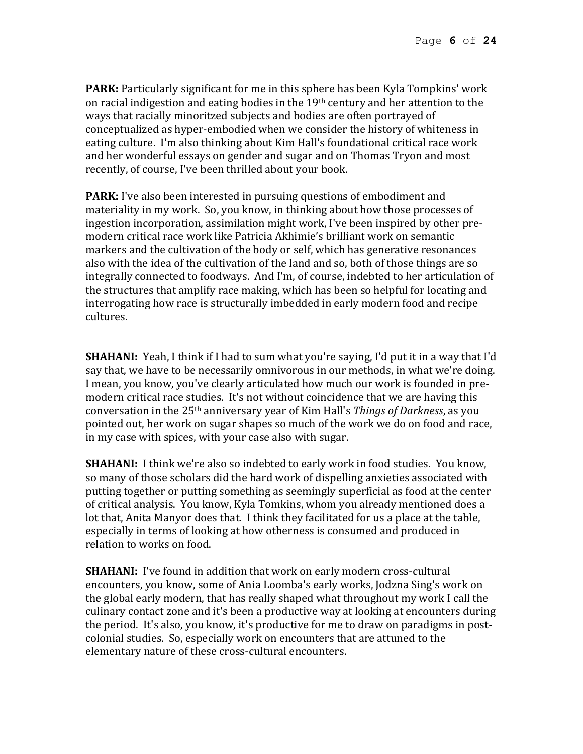**PARK:** Particularly significant for me in this sphere has been Kyla Tompkins' work on racial indigestion and eating bodies in the 19th century and her attention to the ways that racially minoritzed subjects and bodies are often portrayed of conceptualized as hyper-embodied when we consider the history of whiteness in eating culture. I'm also thinking about Kim Hall's foundational critical race work and her wonderful essays on gender and sugar and on Thomas Tryon and most recently, of course, I've been thrilled about your book.

**PARK:** I've also been interested in pursuing questions of embodiment and materiality in my work. So, you know, in thinking about how those processes of ingestion incorporation, assimilation might work, I've been inspired by other pre-modern critical race work like Patricia Akhimie's brilliant work on semantic markers and the cultivation of the body or self, which has generative resonances also with the idea of the cultivation of the land and so, both of those things are so integrally connected to foodways. And I'm, of course, indebted to her articulation of the structures that amplify race making, which has been so helpful for locating and interrogating how race is structurally imbedded in early modern food and recipe cultures.

**SHAHANI:** Yeah, I think if I had to sum what you're saying, I'd put it in a way that I'd say that, we have to be necessarily omnivorous in our methods, in what we're doing. I mean, you know, you've clearly articulated how much our work is founded in pre-modern critical race studies. It's not without coincidence that we are having this conversation in the 25th anniversary year of Kim Hall's *Things of Darkness*, as you pointed out, her work on sugar shapes so much of the work we do on food and race, in my case with spices, with your case also with sugar.

**SHAHANI:** I think we're also so indebted to early work in food studies. You know, so many of those scholars did the hard work of dispelling anxieties associated with putting together or putting something as seemingly superficial as food at the center of critical analysis. You know, Kyla Tomkins, whom you already mentioned does a lot that, Anita Manyor does that. I think they facilitated for us a place at the table, especially in terms of looking at how otherness is consumed and produced in relation to works on food.

**SHAHANI:** I've found in addition that work on early modern cross-cultural encounters, you know, some of Ania Loomba's early works, Jodzna Sing's work on the global early modern, that has really shaped what throughout my work I call the culinary contact zone and it's been a productive way at looking at encounters during the period. It's also, you know, it's productive for me to draw on paradigms in post-colonial studies. So, especially work on encounters that are attuned to the elementary nature of these cross-cultural encounters.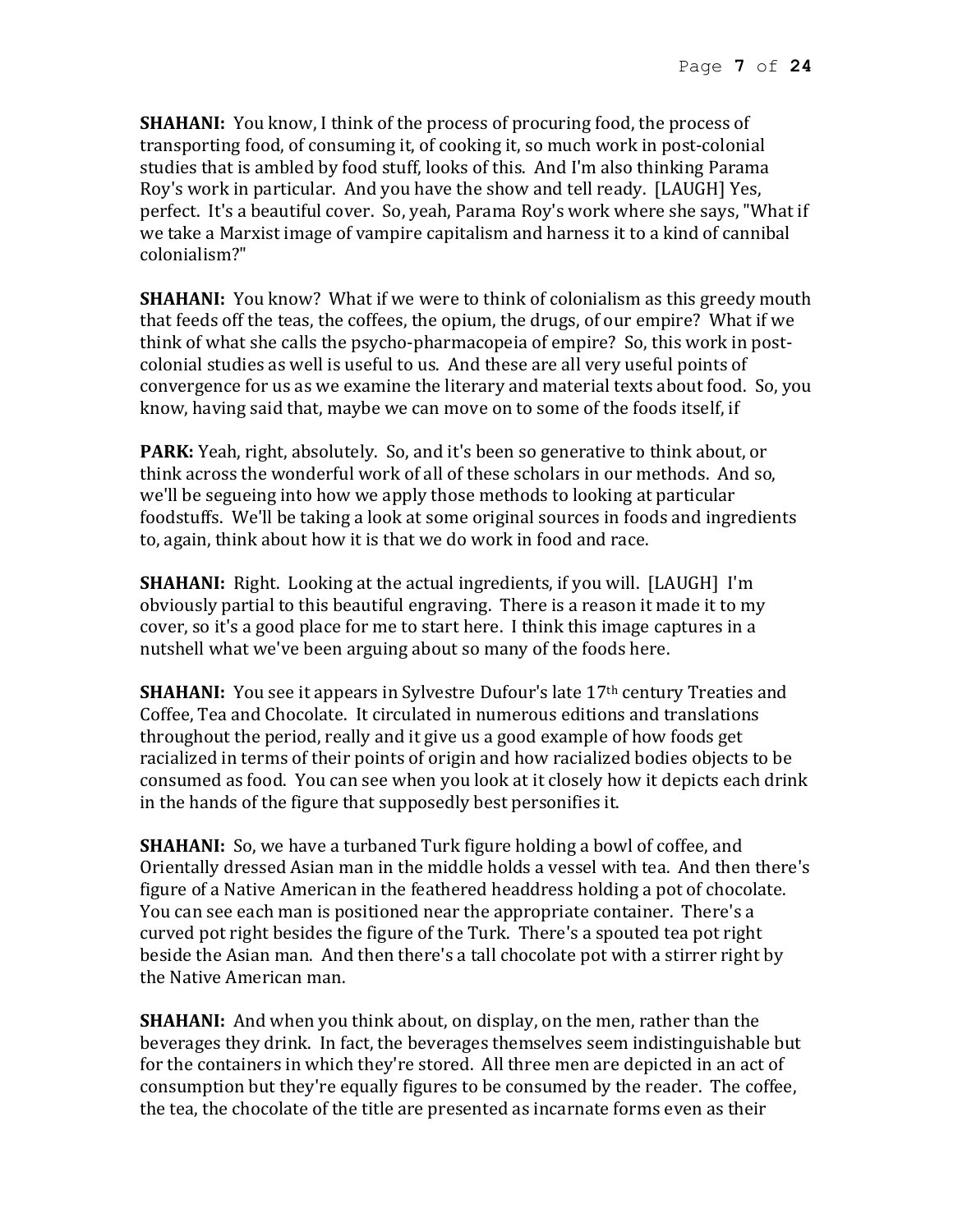**SHAHANI:** You know, I think of the process of procuring food, the process of transporting food, of consuming it, of cooking it, so much work in post-colonial studies that is ambled by food stuff, looks of this. And I'm also thinking Parama Roy's work in particular. And you have the show and tell ready. [LAUGH] Yes, perfect. It's a beautiful cover. So, yeah, Parama Roy's work where she says, "What if we take a Marxist image of vampire capitalism and harness it to a kind of cannibal colonialism?"

**SHAHANI:** You know? What if we were to think of colonialism as this greedy mouth that feeds off the teas, the coffees, the opium, the drugs, of our empire? What if we think of what she calls the psycho-pharmacopeia of empire? So, this work in post-colonial studies as well is useful to us. And these are all very useful points of convergence for us as we examine the literary and material texts about food. So, you know, having said that, maybe we can move on to some of the foods itself, if

**PARK:** Yeah, right, absolutely. So, and it's been so generative to think about, or think across the wonderful work of all of these scholars in our methods. And so, we'll be segueing into how we apply those methods to looking at particular foodstuffs. We'll be taking a look at some original sources in foods and ingredients to, again, think about how it is that we do work in food and race.

**SHAHANI:** Right. Looking at the actual ingredients, if you will. [LAUGH] I'm obviously partial to this beautiful engraving. There is a reason it made it to my cover, so it's a good place for me to start here. I think this image captures in a nutshell what we've been arguing about so many of the foods here.

**SHAHANI:** You see it appears in Sylvestre Dufour's late 17th century Treaties and Coffee, Tea and Chocolate. It circulated in numerous editions and translations throughout the period, really and it give us a good example of how foods get racialized in terms of their points of origin and how racialized bodies objects to be consumed as food. You can see when you look at it closely how it depicts each drink in the hands of the figure that supposedly best personifies it.

**SHAHANI:** So, we have a turbaned Turk figure holding a bowl of coffee, and Orientally dressed Asian man in the middle holds a vessel with tea. And then there's figure of a Native American in the feathered headdress holding a pot of chocolate. You can see each man is positioned near the appropriate container. There's a curved pot right besides the figure of the Turk. There's a spouted tea pot right beside the Asian man. And then there's a tall chocolate pot with a stirrer right by the Native American man.

**SHAHANI:** And when you think about, on display, on the men, rather than the beverages they drink. In fact, the beverages themselves seem indistinguishable but for the containers in which they're stored. All three men are depicted in an act of consumption but they're equally figures to be consumed by the reader. The coffee, the tea, the chocolate of the title are presented as incarnate forms even as their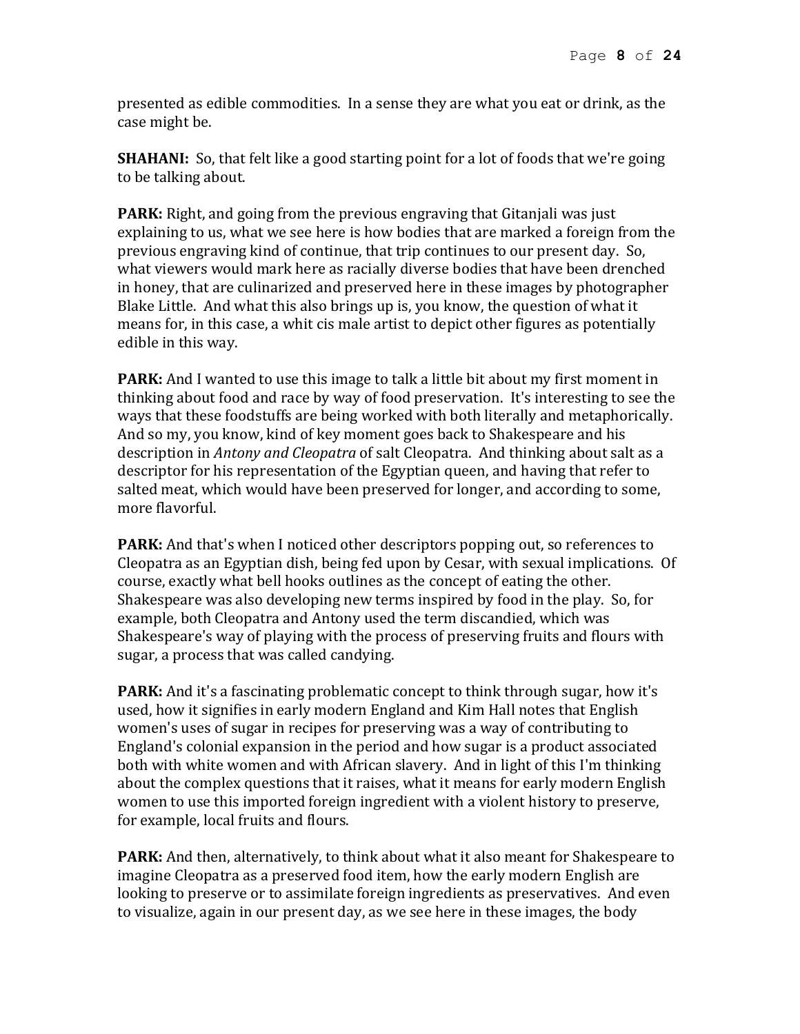presented as edible commodities. In a sense they are what you eat or drink, as the case might be.

**SHAHANI:** So, that felt like a good starting point for a lot of foods that we're going to be talking about.

**PARK:** Right, and going from the previous engraving that Gitanjali was just explaining to us, what we see here is how bodies that are marked a foreign from the previous engraving kind of continue, that trip continues to our present day. So, what viewers would mark here as racially diverse bodies that have been drenched in honey, that are culinarized and preserved here in these images by photographer Blake Little. And what this also brings up is, you know, the question of what it means for, in this case, a whit cis male artist to depict other figures as potentially edible in this way.

**PARK:** And I wanted to use this image to talk a little bit about my first moment in thinking about food and race by way of food preservation. It's interesting to see the ways that these foodstuffs are being worked with both literally and metaphorically. And so my, you know, kind of key moment goes back to Shakespeare and his description in *Antony and Cleopatra* of salt Cleopatra. And thinking about salt as a descriptor for his representation of the Egyptian queen, and having that refer to salted meat, which would have been preserved for longer, and according to some, more flavorful.

**PARK:** And that's when I noticed other descriptors popping out, so references to Cleopatra as an Egyptian dish, being fed upon by Cesar, with sexual implications. Of course, exactly what bell hooks outlines as the concept of eating the other. Shakespeare was also developing new terms inspired by food in the play. So, for example, both Cleopatra and Antony used the term discandied, which was Shakespeare's way of playing with the process of preserving fruits and flours with sugar, a process that was called candying.

**PARK:** And it's a fascinating problematic concept to think through sugar, how it's used, how it signifies in early modern England and Kim Hall notes that English women's uses of sugar in recipes for preserving was a way of contributing to England's colonial expansion in the period and how sugar is a product associated both with white women and with African slavery. And in light of this I'm thinking about the complex questions that it raises, what it means for early modern English women to use this imported foreign ingredient with a violent history to preserve, for example, local fruits and flours.

**PARK:** And then, alternatively, to think about what it also meant for Shakespeare to imagine Cleopatra as a preserved food item, how the early modern English are looking to preserve or to assimilate foreign ingredients as preservatives. And even to visualize, again in our present day, as we see here in these images, the body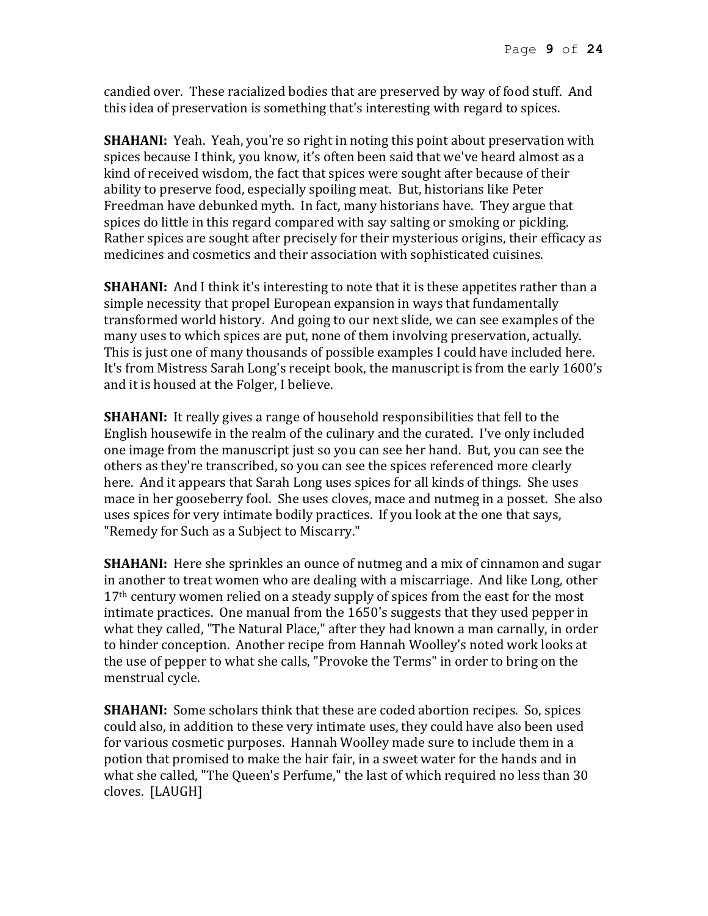candied over. These racialized bodies that are preserved by way of food stuff. And this idea of preservation is something that's interesting with regard to spices.

**SHAHANI:** Yeah. Yeah, you're so right in noting this point about preservation with spices because I think, you know, it's often been said that we've heard almost as a kind of received wisdom, the fact that spices were sought after because of their ability to preserve food, especially spoiling meat. But, historians like Peter Freedman have debunked myth. In fact, many historians have. They argue that spices do little in this regard compared with say salting or smoking or pickling. Rather spices are sought after precisely for their mysterious origins, their efficacy as medicines and cosmetics and their association with sophisticated cuisines.

**SHAHANI:** And I think it's interesting to note that it is these appetites rather than a simple necessity that propel European expansion in ways that fundamentally transformed world history. And going to our next slide, we can see examples of the many uses to which spices are put, none of them involving preservation, actually. This is just one of many thousands of possible examples I could have included here. It's from Mistress Sarah Long's receipt book, the manuscript is from the early 1600's and it is housed at the Folger, I believe.

**SHAHANI:** It really gives a range of household responsibilities that fell to the English housewife in the realm of the culinary and the curated. I've only included one image from the manuscript just so you can see her hand. But, you can see the others as they're transcribed, so you can see the spices referenced more clearly here. And it appears that Sarah Long uses spices for all kinds of things. She uses mace in her gooseberry fool. She uses cloves, mace and nutmeg in a posset. She also uses spices for very intimate bodily practices. If you look at the one that says, "Remedy for Such as a Subject to Miscarry."

**SHAHANI:** Here she sprinkles an ounce of nutmeg and a mix of cinnamon and sugar in another to treat women who are dealing with a miscarriage. And like Long, other 17th century women relied on a steady supply of spices from the east for the most intimate practices. One manual from the 1650's suggests that they used pepper in what they called, "The Natural Place," after they had known a man carnally, in order to hinder conception. Another recipe from Hannah Woolley's noted work looks at the use of pepper to what she calls, "Provoke the Terms" in order to bring on the menstrual cycle.

**SHAHANI:** Some scholars think that these are coded abortion recipes. So, spices could also, in addition to these very intimate uses, they could have also been used for various cosmetic purposes. Hannah Woolley made sure to include them in a potion that promised to make the hair fair, in a sweet water for the hands and in what she called, "The Queen's Perfume," the last of which required no less than 30 cloves. [LAUGH]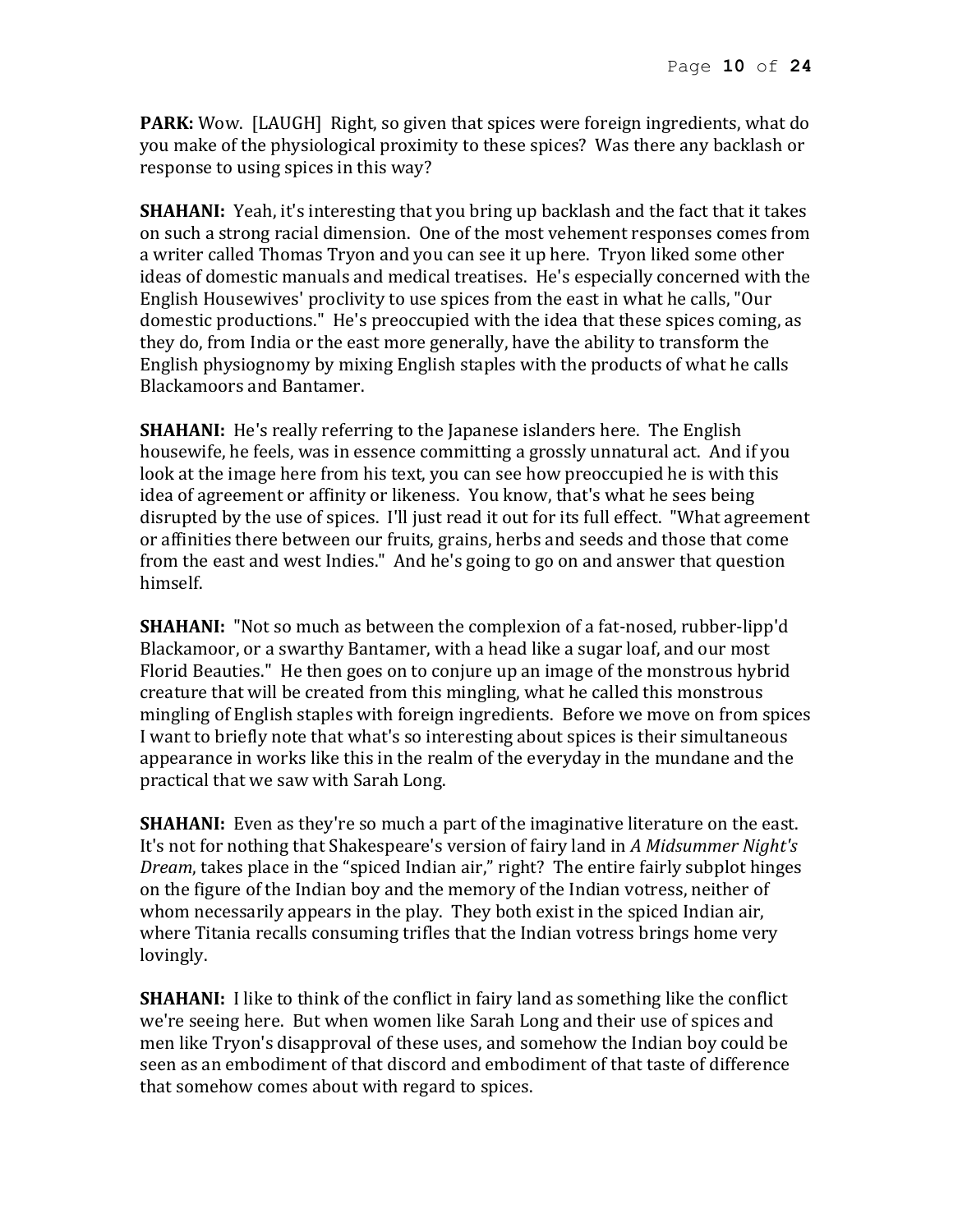**PARK:** Wow. [LAUGH] Right, so given that spices were foreign ingredients, what do you make of the physiological proximity to these spices? Was there any backlash or response to using spices in this way?

**SHAHANI:** Yeah, it's interesting that you bring up backlash and the fact that it takes on such a strong racial dimension. One of the most vehement responses comes from a writer called Thomas Tryon and you can see it up here. Tryon liked some other ideas of domestic manuals and medical treatises. He's especially concerned with the English Housewives' proclivity to use spices from the east in what he calls, "Our domestic productions." He's preoccupied with the idea that these spices coming, as they do, from India or the east more generally, have the ability to transform the English physiognomy by mixing English staples with the products of what he calls Blackamoors and Bantamer.

**SHAHANI:** He's really referring to the Japanese islanders here. The English housewife, he feels, was in essence committing a grossly unnatural act. And if you look at the image here from his text, you can see how preoccupied he is with this idea of agreement or affinity or likeness. You know, that's what he sees being disrupted by the use of spices. I'll just read it out for its full effect. "What agreement or affinities there between our fruits, grains, herbs and seeds and those that come from the east and west Indies." And he's going to go on and answer that question himself.

**SHAHANI:** "Not so much as between the complexion of a fat-nosed, rubber-lipp'd Blackamoor, or a swarthy Bantamer, with a head like a sugar loaf, and our most Florid Beauties." He then goes on to conjure up an image of the monstrous hybrid creature that will be created from this mingling, what he called this monstrous mingling of English staples with foreign ingredients. Before we move on from spices I want to briefly note that what's so interesting about spices is their simultaneous appearance in works like this in the realm of the everyday in the mundane and the practical that we saw with Sarah Long.

**SHAHANI:** Even as they're so much a part of the imaginative literature on the east. It's not for nothing that Shakespeare's version of fairy land in *A Midsummer Night's Dream*, takes place in the "spiced Indian air," right? The entire fairly subplot hinges on the figure of the Indian boy and the memory of the Indian votress, neither of whom necessarily appears in the play. They both exist in the spiced Indian air, where Titania recalls consuming trifles that the Indian votress brings home very lovingly.

**SHAHANI:** I like to think of the conflict in fairy land as something like the conflict we're seeing here. But when women like Sarah Long and their use of spices and men like Tryon's disapproval of these uses, and somehow the Indian boy could be seen as an embodiment of that discord and embodiment of that taste of difference that somehow comes about with regard to spices.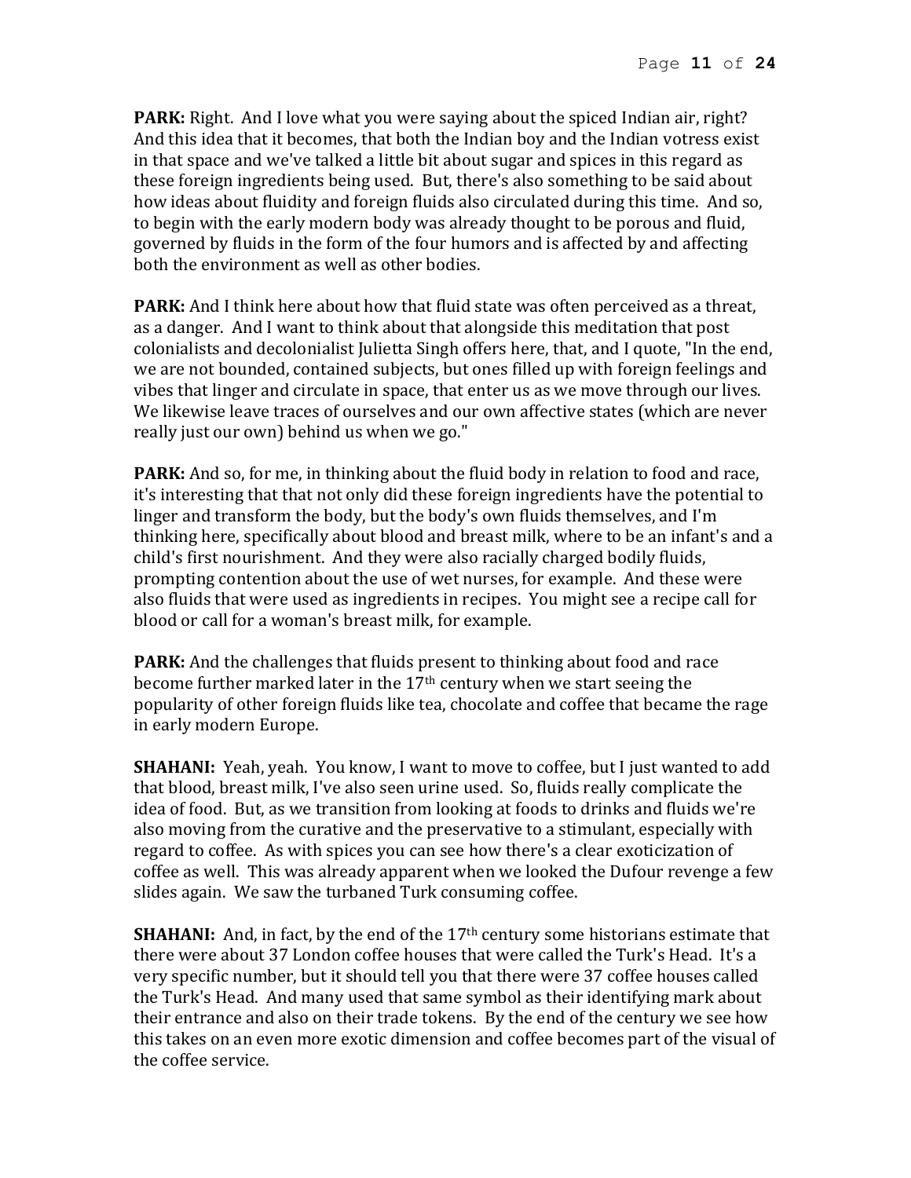**PARK:** Right. And I love what you were saying about the spiced Indian air, right? And this idea that it becomes, that both the Indian boy and the Indian votress exist in that space and we've talked a little bit about sugar and spices in this regard as these foreign ingredients being used. But, there's also something to be said about how ideas about fluidity and foreign fluids also circulated during this time. And so, to begin with the early modern body was already thought to be porous and fluid, governed by fluids in the form of the four humors and is affected by and affecting both the environment as well as other bodies.

**PARK:** And I think here about how that fluid state was often perceived as a threat, as a danger. And I want to think about that alongside this meditation that post colonialists and decolonialist Julietta Singh offers here, that, and I quote, "In the end, we are not bounded, contained subjects, but ones filled up with foreign feelings and vibes that linger and circulate in space, that enter us as we move through our lives. We likewise leave traces of ourselves and our own affective states (which are never really just our own) behind us when we go."

**PARK:** And so, for me, in thinking about the fluid body in relation to food and race, it's interesting that that not only did these foreign ingredients have the potential to linger and transform the body, but the body's own fluids themselves, and I'm thinking here, specifically about blood and breast milk, where to be an infant's and a child's first nourishment. And they were also racially charged bodily fluids, prompting contention about the use of wet nurses, for example. And these were also fluids that were used as ingredients in recipes. You might see a recipe call for blood or call for a woman's breast milk, for example.

**PARK:** And the challenges that fluids present to thinking about food and race become further marked later in the 17th century when we start seeing the popularity of other foreign fluids like tea, chocolate and coffee that became the rage in early modern Europe.

**SHAHANI:** Yeah, yeah. You know, I want to move to coffee, but I just wanted to add that blood, breast milk, I've also seen urine used. So, fluids really complicate the idea of food. But, as we transition from looking at foods to drinks and fluids we're also moving from the curative and the preservative to a stimulant, especially with regard to coffee. As with spices you can see how there's a clear exoticization of coffee as well. This was already apparent when we looked the Dufour revenge a few slides again. We saw the turbaned Turk consuming coffee.

**SHAHANI:** And, in fact, by the end of the 17th century some historians estimate that there were about 37 London coffee houses that were called the Turk's Head. It's a very specific number, but it should tell you that there were 37 coffee houses called the Turk's Head. And many used that same symbol as their identifying mark about their entrance and also on their trade tokens. By the end of the century we see how this takes on an even more exotic dimension and coffee becomes part of the visual of the coffee service.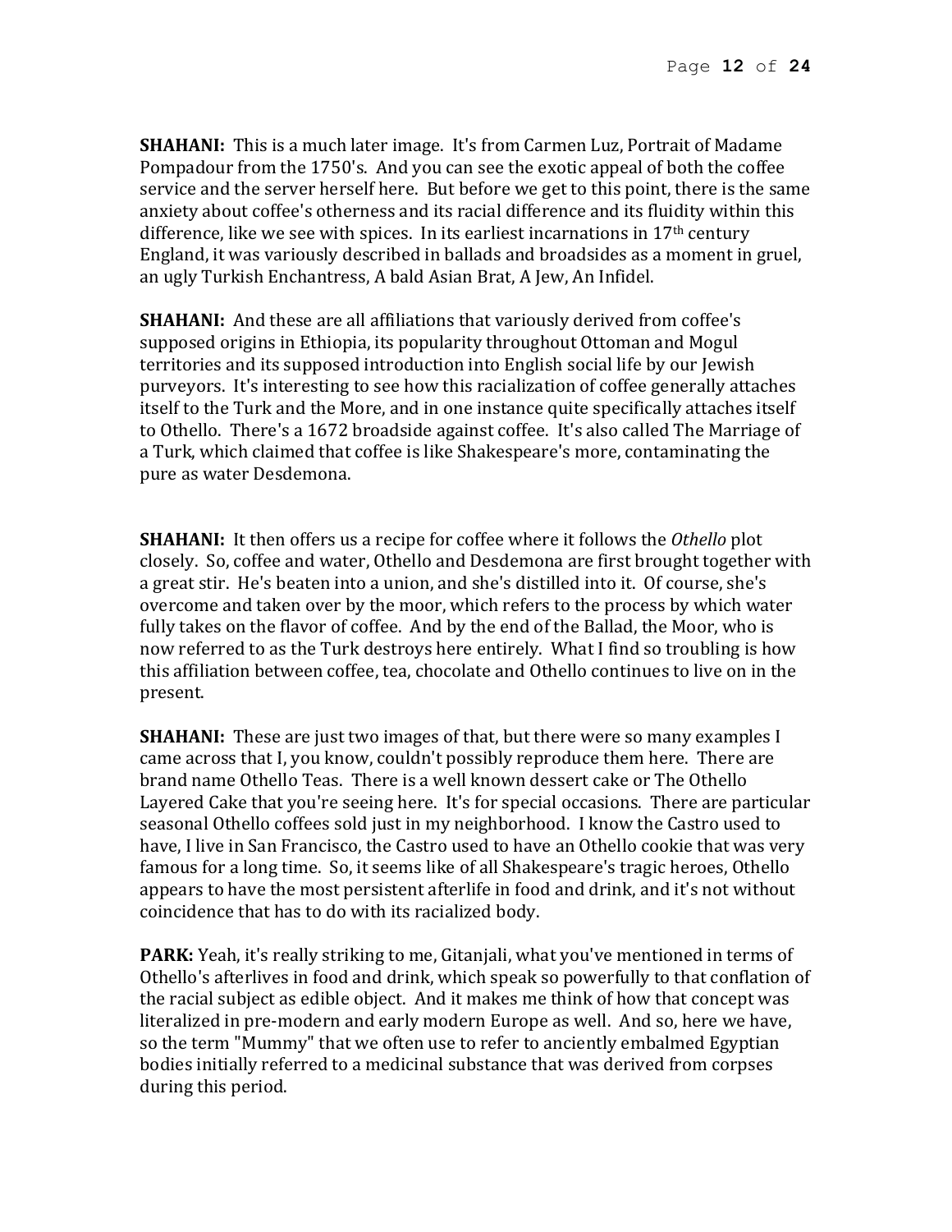**SHAHANI:** This is a much later image. It's from Carmen Luz, Portrait of Madame Pompadour from the 1750's. And you can see the exotic appeal of both the coffee service and the server herself here. But before we get to this point, there is the same anxiety about coffee's otherness and its racial difference and its fluidity within this difference, like we see with spices. In its earliest incarnations in 17th century England, it was variously described in ballads and broadsides as a moment in gruel, an ugly Turkish Enchantress, A bald Asian Brat, A Jew, An Infidel.

**SHAHANI:** And these are all affiliations that variously derived from coffee's supposed origins in Ethiopia, its popularity throughout Ottoman and Mogul territories and its supposed introduction into English social life by our Jewish purveyors. It's interesting to see how this racialization of coffee generally attaches itself to the Turk and the More, and in one instance quite specifically attaches itself to Othello. There's a 1672 broadside against coffee. It's also called The Marriage of a Turk, which claimed that coffee is like Shakespeare's more, contaminating the pure as water Desdemona.

**SHAHANI:** It then offers us a recipe for coffee where it follows the *Othello* plot closely. So, coffee and water, Othello and Desdemona are first brought together with a great stir. He's beaten into a union, and she's distilled into it. Of course, she's overcome and taken over by the moor, which refers to the process by which water fully takes on the flavor of coffee. And by the end of the Ballad, the Moor, who is now referred to as the Turk destroys here entirely. What I find so troubling is how this affiliation between coffee, tea, chocolate and Othello continues to live on in the present.

**SHAHANI:** These are just two images of that, but there were so many examples I came across that I, you know, couldn't possibly reproduce them here. There are brand name Othello Teas. There is a well known dessert cake or The Othello Layered Cake that you're seeing here. It's for special occasions. There are particular seasonal Othello coffees sold just in my neighborhood. I know the Castro used to have, I live in San Francisco, the Castro used to have an Othello cookie that was very famous for a long time. So, it seems like of all Shakespeare's tragic heroes, Othello appears to have the most persistent afterlife in food and drink, and it's not without coincidence that has to do with its racialized body.

**PARK:** Yeah, it's really striking to me, Gitanjali, what you've mentioned in terms of Othello's afterlives in food and drink, which speak so powerfully to that conflation of the racial subject as edible object. And it makes me think of how that concept was literalized in pre-modern and early modern Europe as well. And so, here we have, so the term "Mummy" that we often use to refer to anciently embalmed Egyptian bodies initially referred to a medicinal substance that was derived from corpses during this period.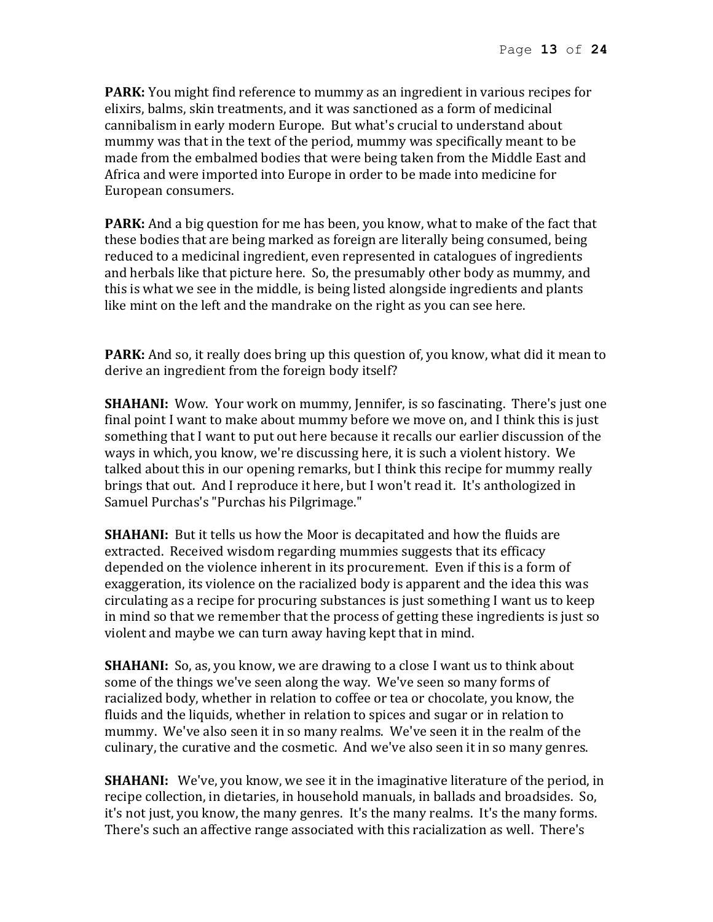**PARK:** You might find reference to mummy as an ingredient in various recipes for elixirs, balms, skin treatments, and it was sanctioned as a form of medicinal cannibalism in early modern Europe. But what's crucial to understand about mummy was that in the text of the period, mummy was specifically meant to be made from the embalmed bodies that were being taken from the Middle East and Africa and were imported into Europe in order to be made into medicine for European consumers.

**PARK:** And a big question for me has been, you know, what to make of the fact that these bodies that are being marked as foreign are literally being consumed, being reduced to a medicinal ingredient, even represented in catalogues of ingredients and herbals like that picture here. So, the presumably other body as mummy, and this is what we see in the middle, is being listed alongside ingredients and plants like mint on the left and the mandrake on the right as you can see here.

**PARK:** And so, it really does bring up this question of, you know, what did it mean to derive an ingredient from the foreign body itself?

**SHAHANI:** Wow. Your work on mummy, Jennifer, is so fascinating. There's just one final point I want to make about mummy before we move on, and I think this is just something that I want to put out here because it recalls our earlier discussion of the ways in which, you know, we're discussing here, it is such a violent history. We talked about this in our opening remarks, but I think this recipe for mummy really brings that out. And I reproduce it here, but I won't read it. It's anthologized in Samuel Purchas's "Purchas his Pilgrimage."

**SHAHANI:** But it tells us how the Moor is decapitated and how the fluids are extracted. Received wisdom regarding mummies suggests that its efficacy depended on the violence inherent in its procurement. Even if this is a form of exaggeration, its violence on the racialized body is apparent and the idea this was circulating as a recipe for procuring substances is just something I want us to keep in mind so that we remember that the process of getting these ingredients is just so violent and maybe we can turn away having kept that in mind.

**SHAHANI:** So, as, you know, we are drawing to a close I want us to think about some of the things we've seen along the way. We've seen so many forms of racialized body, whether in relation to coffee or tea or chocolate, you know, the fluids and the liquids, whether in relation to spices and sugar or in relation to mummy. We've also seen it in so many realms. We've seen it in the realm of the culinary, the curative and the cosmetic. And we've also seen it in so many genres.

**SHAHANI:** We've, you know, we see it in the imaginative literature of the period, in recipe collection, in dietaries, in household manuals, in ballads and broadsides. So, it's not just, you know, the many genres. It's the many realms. It's the many forms. There's such an affective range associated with this racialization as well. There's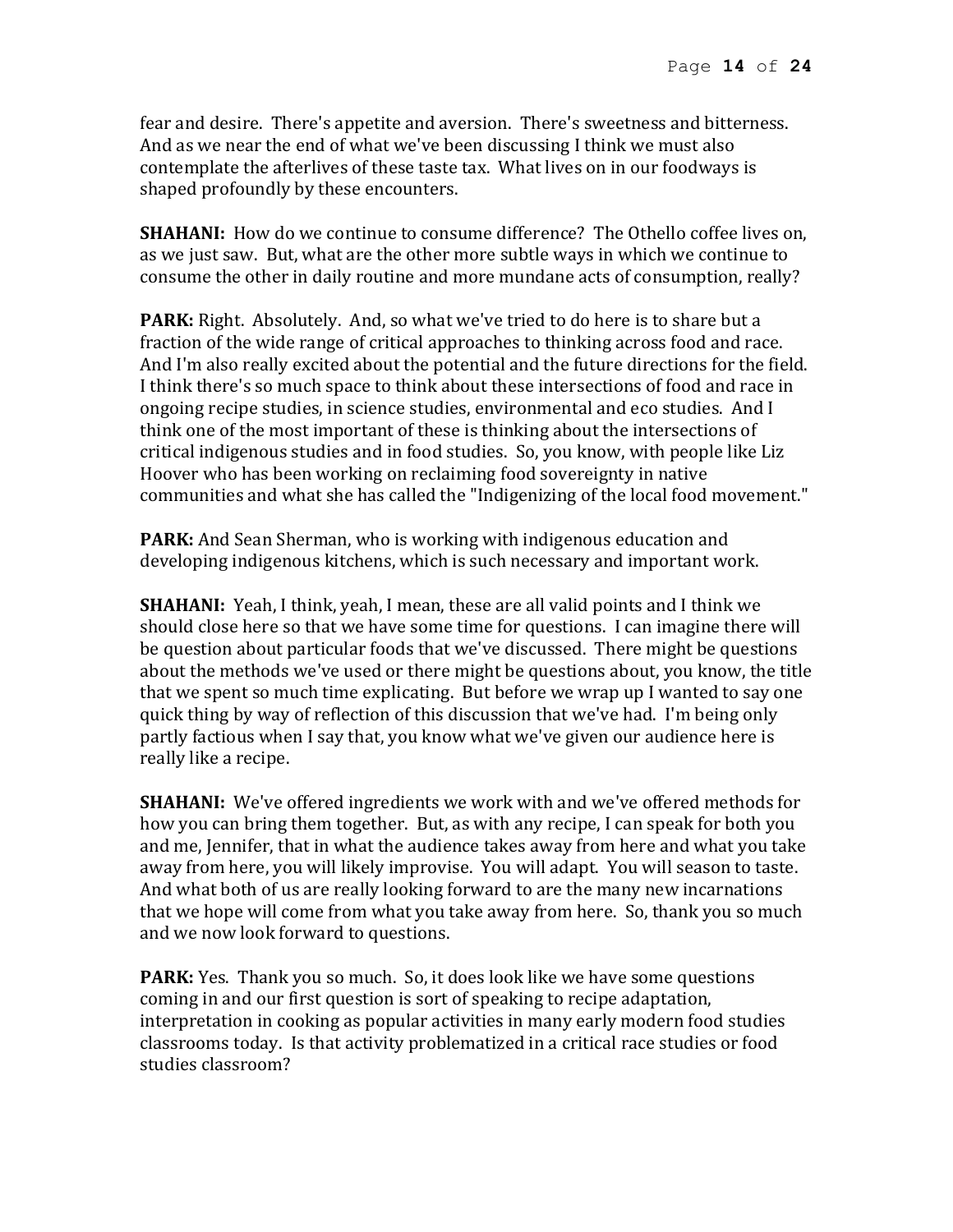fear and desire. There's appetite and aversion. There's sweetness and bitterness. And as we near the end of what we've been discussing I think we must also contemplate the afterlives of these taste tax. What lives on in our foodways is shaped profoundly by these encounters.

**SHAHANI:** How do we continue to consume difference? The Othello coffee lives on, as we just saw. But, what are the other more subtle ways in which we continue to consume the other in daily routine and more mundane acts of consumption, really?

**PARK:** Right. Absolutely. And, so what we've tried to do here is to share but a fraction of the wide range of critical approaches to thinking across food and race. And I'm also really excited about the potential and the future directions for the field. I think there's so much space to think about these intersections of food and race in ongoing recipe studies, in science studies, environmental and eco studies. And I think one of the most important of these is thinking about the intersections of critical indigenous studies and in food studies. So, you know, with people like Liz Hoover who has been working on reclaiming food sovereignty in native communities and what she has called the "Indigenizing of the local food movement."

**PARK:** And Sean Sherman, who is working with indigenous education and developing indigenous kitchens, which is such necessary and important work.

**SHAHANI:** Yeah, I think, yeah, I mean, these are all valid points and I think we should close here so that we have some time for questions. I can imagine there will be question about particular foods that we've discussed. There might be questions about the methods we've used or there might be questions about, you know, the title that we spent so much time explicating. But before we wrap up I wanted to say one quick thing by way of reflection of this discussion that we've had. I'm being only partly factious when I say that, you know what we've given our audience here is really like a recipe.

**SHAHANI:** We've offered ingredients we work with and we've offered methods for how you can bring them together. But, as with any recipe, I can speak for both you and me, Jennifer, that in what the audience takes away from here and what you take away from here, you will likely improvise. You will adapt. You will season to taste. And what both of us are really looking forward to are the many new incarnations that we hope will come from what you take away from here. So, thank you so much and we now look forward to questions.

**PARK:** Yes. Thank you so much. So, it does look like we have some questions coming in and our first question is sort of speaking to recipe adaptation, interpretation in cooking as popular activities in many early modern food studies classrooms today. Is that activity problematized in a critical race studies or food studies classroom?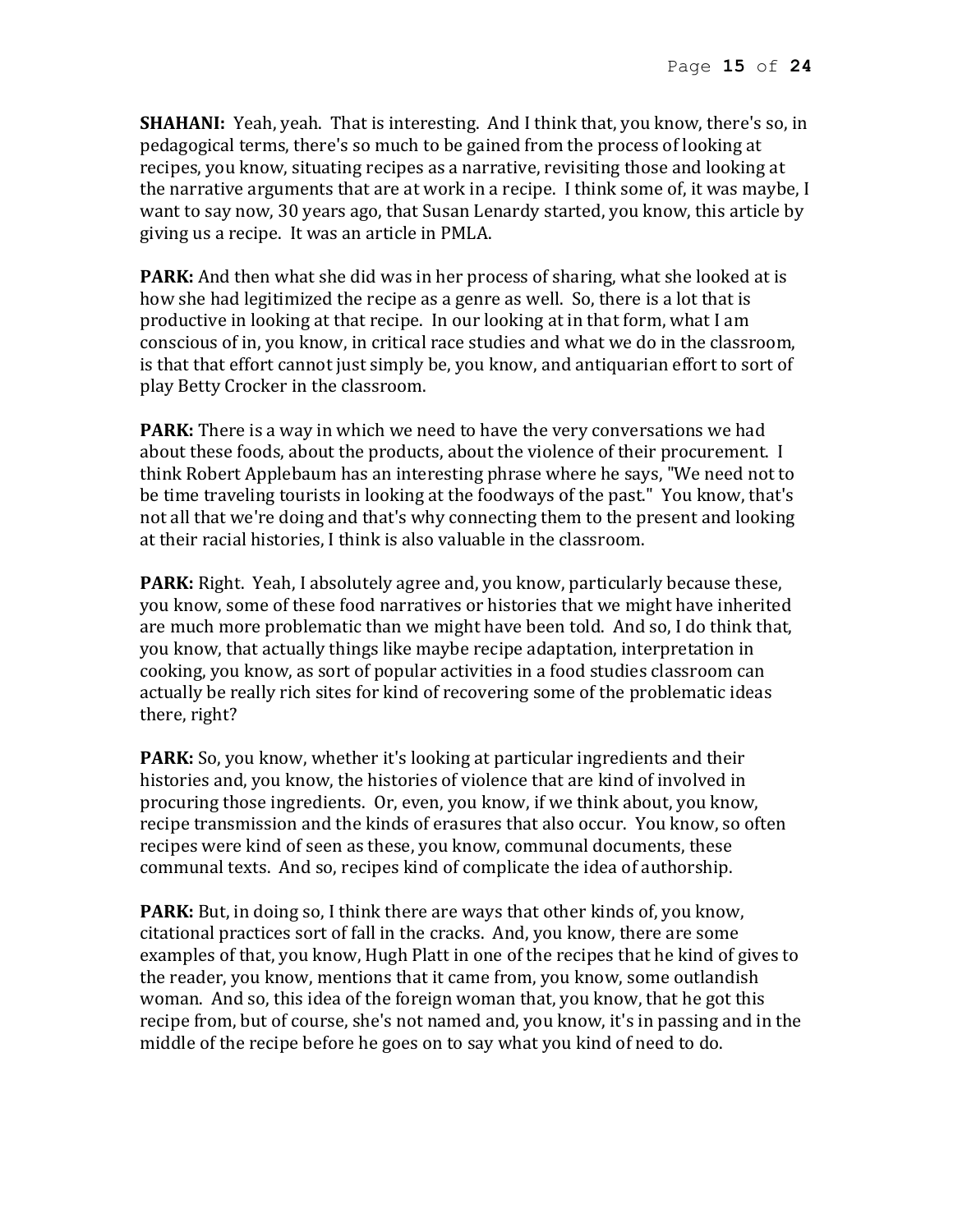**SHAHANI:** Yeah, yeah. That is interesting. And I think that, you know, there's so, in pedagogical terms, there's so much to be gained from the process of looking at recipes, you know, situating recipes as a narrative, revisiting those and looking at the narrative arguments that are at work in a recipe. I think some of, it was maybe, I want to say now, 30 years ago, that Susan Lenardy started, you know, this article by giving us a recipe. It was an article in PMLA.

**PARK:** And then what she did was in her process of sharing, what she looked at is how she had legitimized the recipe as a genre as well. So, there is a lot that is productive in looking at that recipe. In our looking at in that form, what I am conscious of in, you know, in critical race studies and what we do in the classroom, is that that effort cannot just simply be, you know, and antiquarian effort to sort of play Betty Crocker in the classroom.

**PARK:** There is a way in which we need to have the very conversations we had about these foods, about the products, about the violence of their procurement. I think Robert Applebaum has an interesting phrase where he says, "We need not to be time traveling tourists in looking at the foodways of the past." You know, that's not all that we're doing and that's why connecting them to the present and looking at their racial histories, I think is also valuable in the classroom.

**PARK:** Right. Yeah, I absolutely agree and, you know, particularly because these, you know, some of these food narratives or histories that we might have inherited are much more problematic than we might have been told. And so, I do think that, you know, that actually things like maybe recipe adaptation, interpretation in cooking, you know, as sort of popular activities in a food studies classroom can actually be really rich sites for kind of recovering some of the problematic ideas there, right?

**PARK:** So, you know, whether it's looking at particular ingredients and their histories and, you know, the histories of violence that are kind of involved in procuring those ingredients. Or, even, you know, if we think about, you know, recipe transmission and the kinds of erasures that also occur. You know, so often recipes were kind of seen as these, you know, communal documents, these communal texts. And so, recipes kind of complicate the idea of authorship.

**PARK:** But, in doing so, I think there are ways that other kinds of, you know, citational practices sort of fall in the cracks. And, you know, there are some examples of that, you know, Hugh Platt in one of the recipes that he kind of gives to the reader, you know, mentions that it came from, you know, some outlandish woman. And so, this idea of the foreign woman that, you know, that he got this recipe from, but of course, she's not named and, you know, it's in passing and in the middle of the recipe before he goes on to say what you kind of need to do.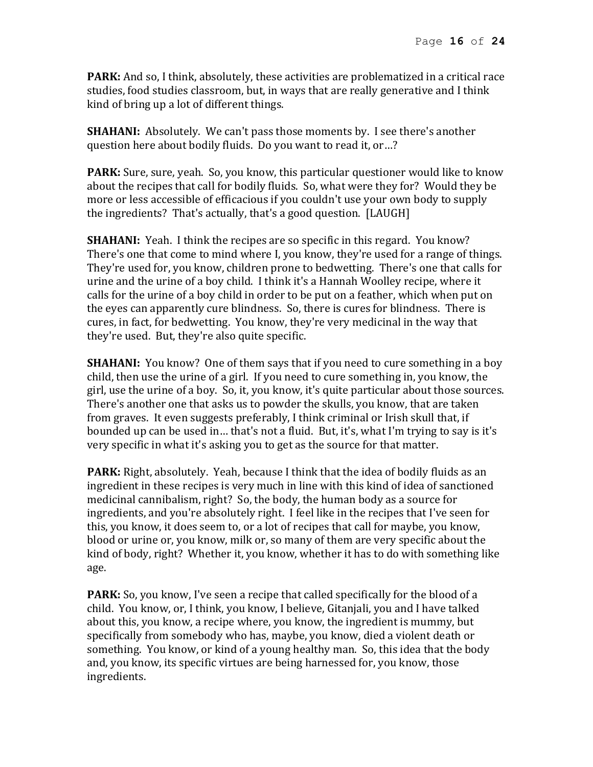**PARK:** And so, I think, absolutely, these activities are problematized in a critical race studies, food studies classroom, but, in ways that are really generative and I think kind of bring up a lot of different things.

**SHAHANI:** Absolutely. We can't pass those moments by. I see there's another question here about bodily fluids. Do you want to read it, or…?

**PARK:** Sure, sure, yeah. So, you know, this particular questioner would like to know about the recipes that call for bodily fluids. So, what were they for? Would they be more or less accessible of efficacious if you couldn't use your own body to supply the ingredients? That's actually, that's a good question. [LAUGH]

**SHAHANI:** Yeah. I think the recipes are so specific in this regard. You know? There's one that come to mind where I, you know, they're used for a range of things. They're used for, you know, children prone to bedwetting. There's one that calls for urine and the urine of a boy child. I think it's a Hannah Woolley recipe, where it calls for the urine of a boy child in order to be put on a feather, which when put on the eyes can apparently cure blindness. So, there is cures for blindness. There is cures, in fact, for bedwetting. You know, they're very medicinal in the way that they're used. But, they're also quite specific.

**SHAHANI:** You know? One of them says that if you need to cure something in a boy child, then use the urine of a girl. If you need to cure something in, you know, the girl, use the urine of a boy. So, it, you know, it's quite particular about those sources. There's another one that asks us to powder the skulls, you know, that are taken from graves. It even suggests preferably, I think criminal or Irish skull that, if bounded up can be used in… that's not a fluid. But, it's, what I'm trying to say is it's very specific in what it's asking you to get as the source for that matter.

**PARK:** Right, absolutely. Yeah, because I think that the idea of bodily fluids as an ingredient in these recipes is very much in line with this kind of idea of sanctioned medicinal cannibalism, right? So, the body, the human body as a source for ingredients, and you're absolutely right. I feel like in the recipes that I've seen for this, you know, it does seem to, or a lot of recipes that call for maybe, you know, blood or urine or, you know, milk or, so many of them are very specific about the kind of body, right? Whether it, you know, whether it has to do with something like age.

**PARK:** So, you know, I've seen a recipe that called specifically for the blood of a child. You know, or, I think, you know, I believe, Gitanjali, you and I have talked about this, you know, a recipe where, you know, the ingredient is mummy, but specifically from somebody who has, maybe, you know, died a violent death or something. You know, or kind of a young healthy man. So, this idea that the body and, you know, its specific virtues are being harnessed for, you know, those ingredients.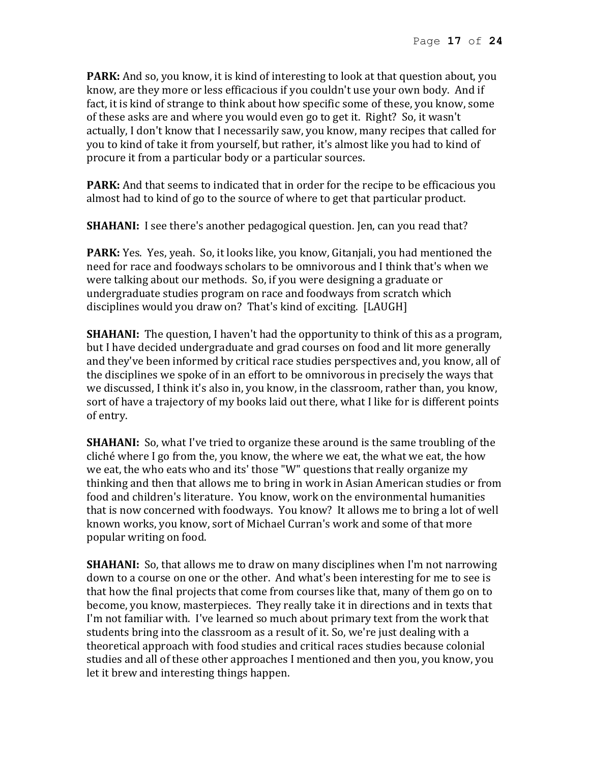**PARK:** And so, you know, it is kind of interesting to look at that question about, you know, are they more or less efficacious if you couldn't use your own body. And if fact, it is kind of strange to think about how specific some of these, you know, some of these asks are and where you would even go to get it. Right? So, it wasn't actually, I don't know that I necessarily saw, you know, many recipes that called for you to kind of take it from yourself, but rather, it's almost like you had to kind of procure it from a particular body or a particular sources.

**PARK:** And that seems to indicated that in order for the recipe to be efficacious you almost had to kind of go to the source of where to get that particular product.

**SHAHANI:** I see there's another pedagogical question. Jen, can you read that?

**PARK:** Yes. Yes, yeah. So, it looks like, you know, Gitanjali, you had mentioned the need for race and foodways scholars to be omnivorous and I think that's when we were talking about our methods. So, if you were designing a graduate or undergraduate studies program on race and foodways from scratch which disciplines would you draw on? That's kind of exciting. [LAUGH]

**SHAHANI:** The question, I haven't had the opportunity to think of this as a program, but I have decided undergraduate and grad courses on food and lit more generally and they've been informed by critical race studies perspectives and, you know, all of the disciplines we spoke of in an effort to be omnivorous in precisely the ways that we discussed, I think it's also in, you know, in the classroom, rather than, you know, sort of have a trajectory of my books laid out there, what I like for is different points of entry.

**SHAHANI:** So, what I've tried to organize these around is the same troubling of the cliché where I go from the, you know, the where we eat, the what we eat, the how we eat, the who eats who and its' those "W" questions that really organize my thinking and then that allows me to bring in work in Asian American studies or from food and children's literature. You know, work on the environmental humanities that is now concerned with foodways. You know? It allows me to bring a lot of well known works, you know, sort of Michael Curran's work and some of that more popular writing on food.

**SHAHANI:** So, that allows me to draw on many disciplines when I'm not narrowing down to a course on one or the other. And what's been interesting for me to see is that how the final projects that come from courses like that, many of them go on to become, you know, masterpieces. They really take it in directions and in texts that I'm not familiar with. I've learned so much about primary text from the work that students bring into the classroom as a result of it. So, we're just dealing with a theoretical approach with food studies and critical races studies because colonial studies and all of these other approaches I mentioned and then you, you know, you let it brew and interesting things happen.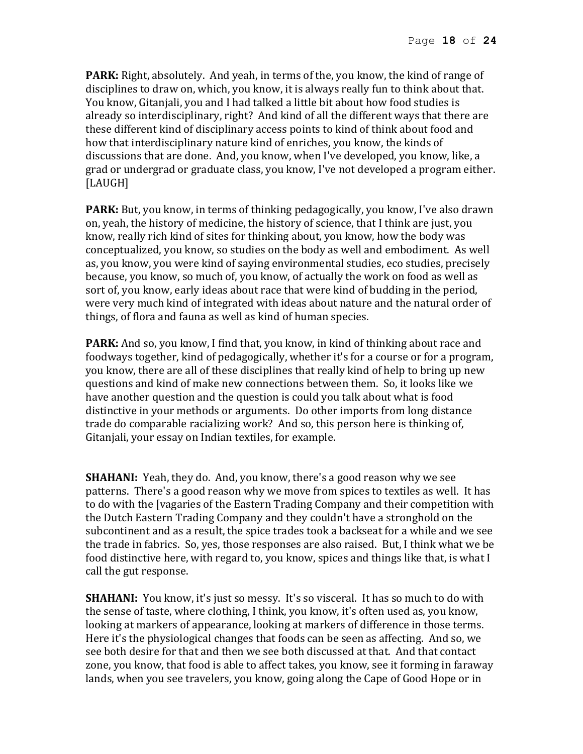**PARK:** Right, absolutely. And yeah, in terms of the, you know, the kind of range of disciplines to draw on, which, you know, it is always really fun to think about that. You know, Gitanjali, you and I had talked a little bit about how food studies is already so interdisciplinary, right? And kind of all the different ways that there are these different kind of disciplinary access points to kind of think about food and how that interdisciplinary nature kind of enriches, you know, the kinds of discussions that are done. And, you know, when I've developed, you know, like, a grad or undergrad or graduate class, you know, I've not developed a program either. [LAUGH]

**PARK:** But, you know, in terms of thinking pedagogically, you know, I've also drawn on, yeah, the history of medicine, the history of science, that I think are just, you know, really rich kind of sites for thinking about, you know, how the body was conceptualized, you know, so studies on the body as well and embodiment. As well as, you know, you were kind of saying environmental studies, eco studies, precisely because, you know, so much of, you know, of actually the work on food as well as sort of, you know, early ideas about race that were kind of budding in the period, were very much kind of integrated with ideas about nature and the natural order of things, of flora and fauna as well as kind of human species.

**PARK:** And so, you know, I find that, you know, in kind of thinking about race and foodways together, kind of pedagogically, whether it's for a course or for a program, you know, there are all of these disciplines that really kind of help to bring up new questions and kind of make new connections between them. So, it looks like we have another question and the question is could you talk about what is food distinctive in your methods or arguments. Do other imports from long distance trade do comparable racializing work? And so, this person here is thinking of, Gitanjali, your essay on Indian textiles, for example.

**SHAHANI:** Yeah, they do. And, you know, there's a good reason why we see patterns. There's a good reason why we move from spices to textiles as well. It has to do with the [vagaries of the Eastern Trading Company and their competition with the Dutch Eastern Trading Company and they couldn't have a stronghold on the subcontinent and as a result, the spice trades took a backseat for a while and we see the trade in fabrics. So, yes, those responses are also raised. But, I think what we be food distinctive here, with regard to, you know, spices and things like that, is what I call the gut response.

**SHAHANI:** You know, it's just so messy. It's so visceral. It has so much to do with the sense of taste, where clothing, I think, you know, it's often used as, you know, looking at markers of appearance, looking at markers of difference in those terms. Here it's the physiological changes that foods can be seen as affecting. And so, we see both desire for that and then we see both discussed at that. And that contact zone, you know, that food is able to affect takes, you know, see it forming in faraway lands, when you see travelers, you know, going along the Cape of Good Hope or in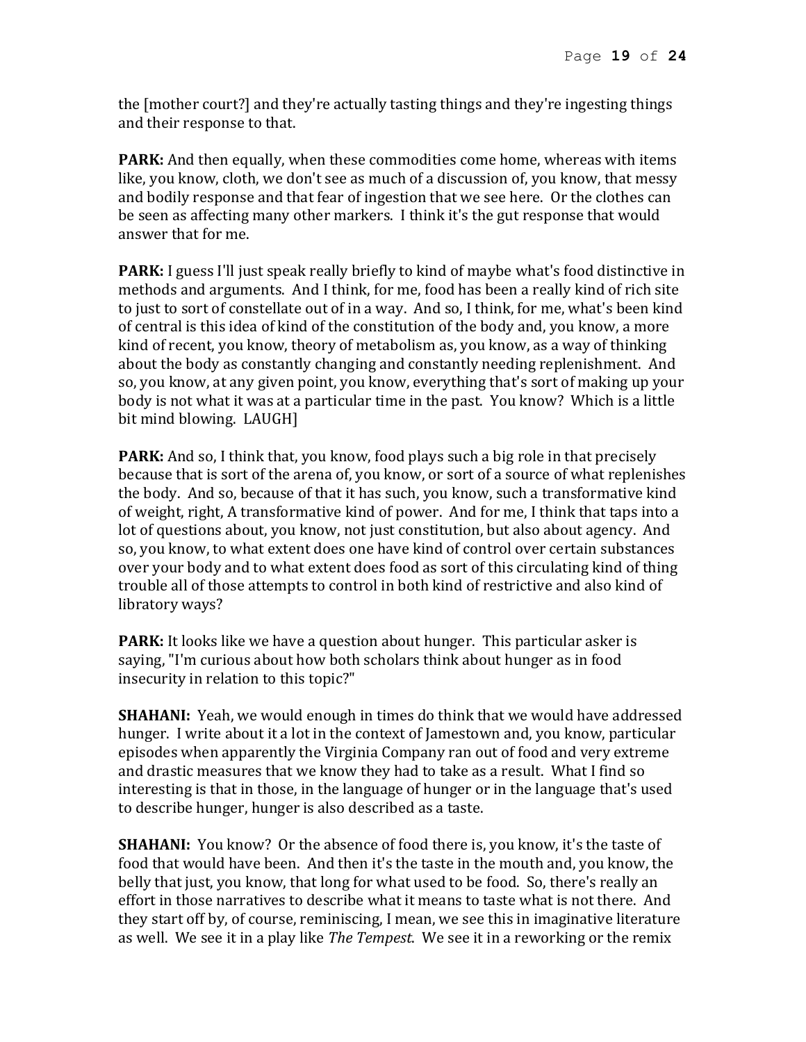the [mother court?] and they're actually tasting things and they're ingesting things and their response to that.

**PARK:** And then equally, when these commodities come home, whereas with items like, you know, cloth, we don't see as much of a discussion of, you know, that messy and bodily response and that fear of ingestion that we see here. Or the clothes can be seen as affecting many other markers. I think it's the gut response that would answer that for me.

**PARK:** I guess I'll just speak really briefly to kind of maybe what's food distinctive in methods and arguments. And I think, for me, food has been a really kind of rich site to just to sort of constellate out of in a way. And so, I think, for me, what's been kind of central is this idea of kind of the constitution of the body and, you know, a more kind of recent, you know, theory of metabolism as, you know, as a way of thinking about the body as constantly changing and constantly needing replenishment. And so, you know, at any given point, you know, everything that's sort of making up your body is not what it was at a particular time in the past. You know? Which is a little bit mind blowing. LAUGH]

**PARK:** And so, I think that, you know, food plays such a big role in that precisely because that is sort of the arena of, you know, or sort of a source of what replenishes the body. And so, because of that it has such, you know, such a transformative kind of weight, right, A transformative kind of power. And for me, I think that taps into a lot of questions about, you know, not just constitution, but also about agency. And so, you know, to what extent does one have kind of control over certain substances over your body and to what extent does food as sort of this circulating kind of thing trouble all of those attempts to control in both kind of restrictive and also kind of libratory ways?

**PARK:** It looks like we have a question about hunger. This particular asker is saying, "I'm curious about how both scholars think about hunger as in food insecurity in relation to this topic?"

**SHAHANI:** Yeah, we would enough in times do think that we would have addressed hunger. I write about it a lot in the context of Jamestown and, you know, particular episodes when apparently the Virginia Company ran out of food and very extreme and drastic measures that we know they had to take as a result. What I find so interesting is that in those, in the language of hunger or in the language that's used to describe hunger, hunger is also described as a taste.

**SHAHANI:** You know? Or the absence of food there is, you know, it's the taste of food that would have been. And then it's the taste in the mouth and, you know, the belly that just, you know, that long for what used to be food. So, there's really an effort in those narratives to describe what it means to taste what is not there. And they start off by, of course, reminiscing, I mean, we see this in imaginative literature as well. We see it in a play like *The Tempest*. We see it in a reworking or the remix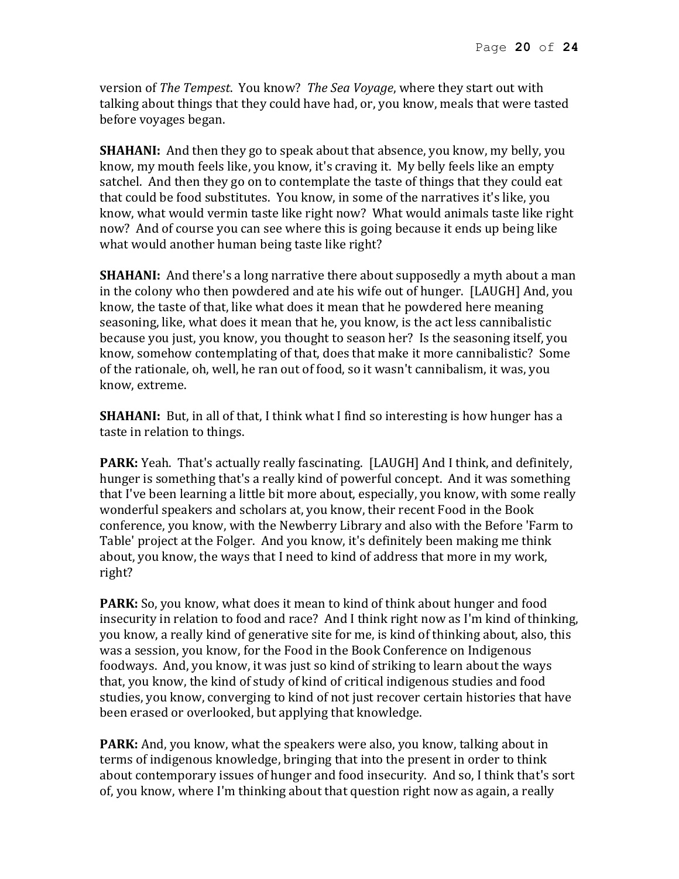version of *The Tempest*. You know? *The Sea Voyage*, where they start out with talking about things that they could have had, or, you know, meals that were tasted before voyages began.

**SHAHANI:** And then they go to speak about that absence, you know, my belly, you know, my mouth feels like, you know, it's craving it. My belly feels like an empty satchel. And then they go on to contemplate the taste of things that they could eat that could be food substitutes. You know, in some of the narratives it's like, you know, what would vermin taste like right now? What would animals taste like right now? And of course you can see where this is going because it ends up being like what would another human being taste like right?

**SHAHANI:** And there's a long narrative there about supposedly a myth about a man in the colony who then powdered and ate his wife out of hunger. [LAUGH] And, you know, the taste of that, like what does it mean that he powdered here meaning seasoning, like, what does it mean that he, you know, is the act less cannibalistic because you just, you know, you thought to season her? Is the seasoning itself, you know, somehow contemplating of that, does that make it more cannibalistic? Some of the rationale, oh, well, he ran out of food, so it wasn't cannibalism, it was, you know, extreme.

**SHAHANI:** But, in all of that, I think what I find so interesting is how hunger has a taste in relation to things.

**PARK:** Yeah. That's actually really fascinating. [LAUGH] And I think, and definitely, hunger is something that's a really kind of powerful concept. And it was something that I've been learning a little bit more about, especially, you know, with some really wonderful speakers and scholars at, you know, their recent Food in the Book conference, you know, with the Newberry Library and also with the Before 'Farm to Table' project at the Folger. And you know, it's definitely been making me think about, you know, the ways that I need to kind of address that more in my work, right?

**PARK:** So, you know, what does it mean to kind of think about hunger and food insecurity in relation to food and race? And I think right now as I'm kind of thinking, you know, a really kind of generative site for me, is kind of thinking about, also, this was a session, you know, for the Food in the Book Conference on Indigenous foodways. And, you know, it was just so kind of striking to learn about the ways that, you know, the kind of study of kind of critical indigenous studies and food studies, you know, converging to kind of not just recover certain histories that have been erased or overlooked, but applying that knowledge.

**PARK:** And, you know, what the speakers were also, you know, talking about in terms of indigenous knowledge, bringing that into the present in order to think about contemporary issues of hunger and food insecurity. And so, I think that's sort of, you know, where I'm thinking about that question right now as again, a really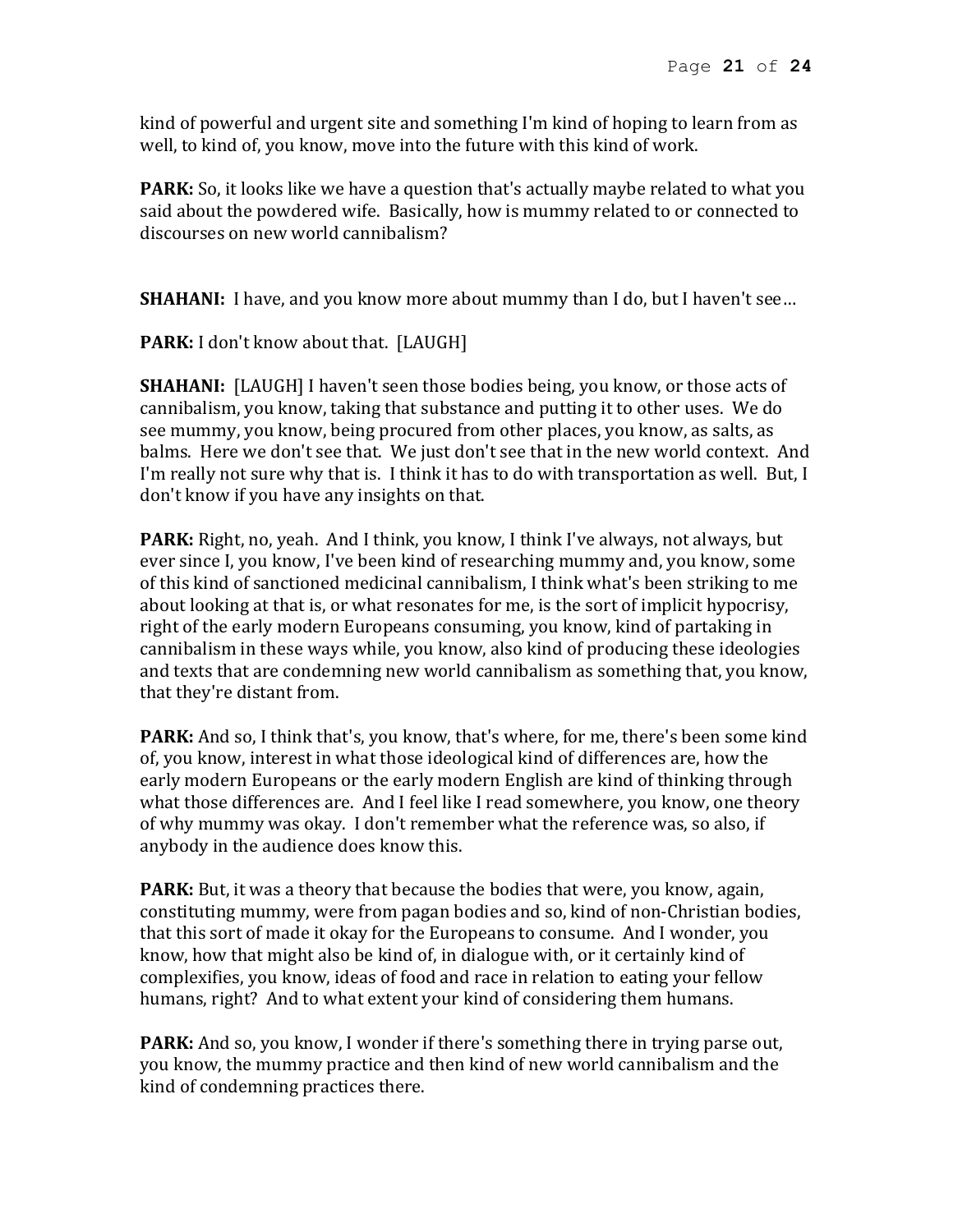kind of powerful and urgent site and something I'm kind of hoping to learn from as well, to kind of, you know, move into the future with this kind of work.

**PARK:** So, it looks like we have a question that's actually maybe related to what you said about the powdered wife. Basically, how is mummy related to or connected to discourses on new world cannibalism?

**SHAHANI:** I have, and you know more about mummy than I do, but I haven't see…

**PARK:** I don't know about that. [LAUGH]

**SHAHANI:** [LAUGH] I haven't seen those bodies being, you know, or those acts of cannibalism, you know, taking that substance and putting it to other uses. We do see mummy, you know, being procured from other places, you know, as salts, as balms. Here we don't see that. We just don't see that in the new world context. And I'm really not sure why that is. I think it has to do with transportation as well. But, I don't know if you have any insights on that.

**PARK:** Right, no, yeah. And I think, you know, I think I've always, not always, but ever since I, you know, I've been kind of researching mummy and, you know, some of this kind of sanctioned medicinal cannibalism, I think what's been striking to me about looking at that is, or what resonates for me, is the sort of implicit hypocrisy, right of the early modern Europeans consuming, you know, kind of partaking in cannibalism in these ways while, you know, also kind of producing these ideologies and texts that are condemning new world cannibalism as something that, you know, that they're distant from.

**PARK:** And so, I think that's, you know, that's where, for me, there's been some kind of, you know, interest in what those ideological kind of differences are, how the early modern Europeans or the early modern English are kind of thinking through what those differences are. And I feel like I read somewhere, you know, one theory of why mummy was okay. I don't remember what the reference was, so also, if anybody in the audience does know this.

**PARK:** But, it was a theory that because the bodies that were, you know, again, constituting mummy, were from pagan bodies and so, kind of non-Christian bodies, that this sort of made it okay for the Europeans to consume. And I wonder, you know, how that might also be kind of, in dialogue with, or it certainly kind of complexifies, you know, ideas of food and race in relation to eating your fellow humans, right? And to what extent your kind of considering them humans.

**PARK:** And so, you know, I wonder if there's something there in trying parse out, you know, the mummy practice and then kind of new world cannibalism and the kind of condemning practices there.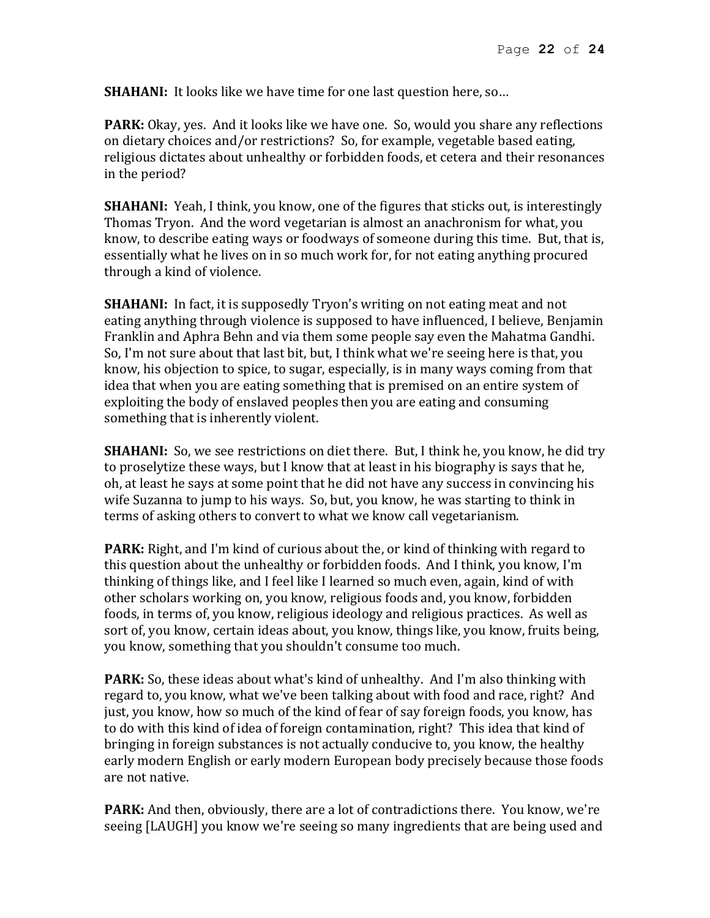**SHAHANI:** It looks like we have time for one last question here, so…

**PARK:** Okay, yes. And it looks like we have one. So, would you share any reflections on dietary choices and/or restrictions? So, for example, vegetable based eating, religious dictates about unhealthy or forbidden foods, et cetera and their resonances in the period?

**SHAHANI:** Yeah, I think, you know, one of the figures that sticks out, is interestingly Thomas Tryon. And the word vegetarian is almost an anachronism for what, you know, to describe eating ways or foodways of someone during this time. But, that is, essentially what he lives on in so much work for, for not eating anything procured through a kind of violence.

**SHAHANI:** In fact, it is supposedly Tryon's writing on not eating meat and not eating anything through violence is supposed to have influenced, I believe, Benjamin Franklin and Aphra Behn and via them some people say even the Mahatma Gandhi. So, I'm not sure about that last bit, but, I think what we're seeing here is that, you know, his objection to spice, to sugar, especially, is in many ways coming from that idea that when you are eating something that is premised on an entire system of exploiting the body of enslaved peoples then you are eating and consuming something that is inherently violent.

**SHAHANI:** So, we see restrictions on diet there. But, I think he, you know, he did try to proselytize these ways, but I know that at least in his biography is says that he, oh, at least he says at some point that he did not have any success in convincing his wife Suzanna to jump to his ways. So, but, you know, he was starting to think in terms of asking others to convert to what we know call vegetarianism.

**PARK:** Right, and I'm kind of curious about the, or kind of thinking with regard to this question about the unhealthy or forbidden foods. And I think, you know, I'm thinking of things like, and I feel like I learned so much even, again, kind of with other scholars working on, you know, religious foods and, you know, forbidden foods, in terms of, you know, religious ideology and religious practices. As well as sort of, you know, certain ideas about, you know, things like, you know, fruits being, you know, something that you shouldn't consume too much.

**PARK:** So, these ideas about what's kind of unhealthy. And I'm also thinking with regard to, you know, what we've been talking about with food and race, right? And just, you know, how so much of the kind of fear of say foreign foods, you know, has to do with this kind of idea of foreign contamination, right? This idea that kind of bringing in foreign substances is not actually conducive to, you know, the healthy early modern English or early modern European body precisely because those foods are not native.

**PARK:** And then, obviously, there are a lot of contradictions there. You know, we're seeing [LAUGH] you know we're seeing so many ingredients that are being used and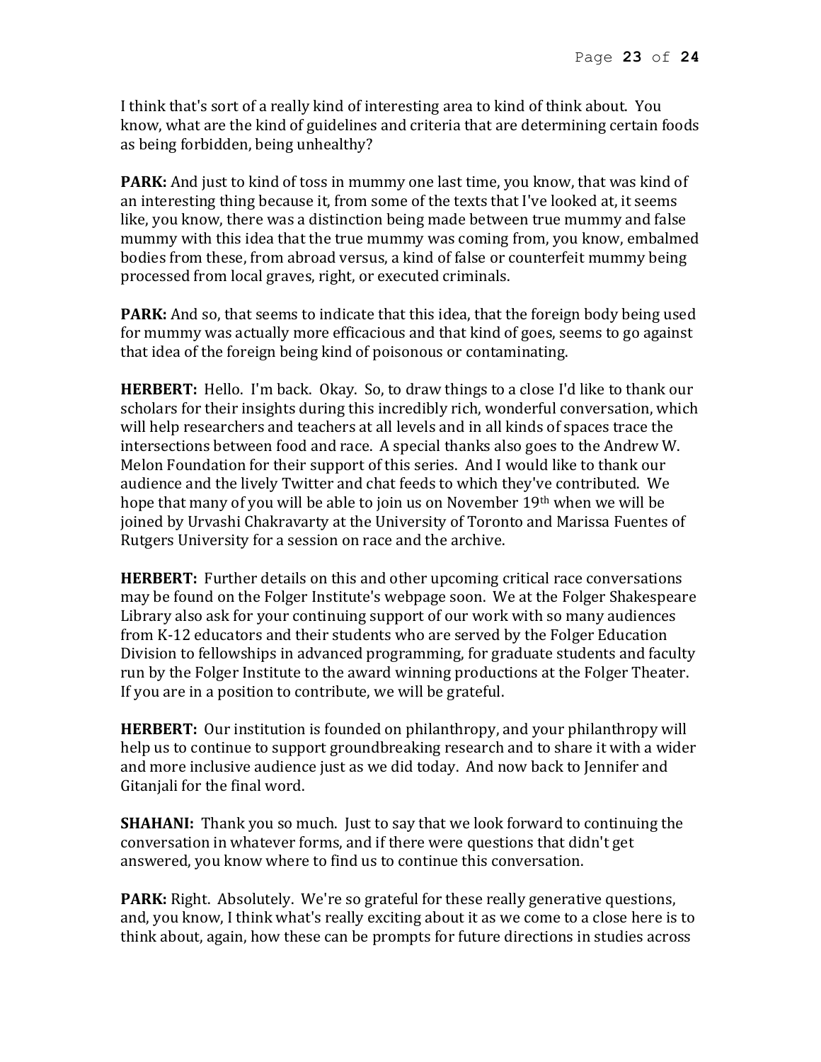I think that's sort of a really kind of interesting area to kind of think about. You know, what are the kind of guidelines and criteria that are determining certain foods as being forbidden, being unhealthy?

**PARK:** And just to kind of toss in mummy one last time, you know, that was kind of an interesting thing because it, from some of the texts that I've looked at, it seems like, you know, there was a distinction being made between true mummy and false mummy with this idea that the true mummy was coming from, you know, embalmed bodies from these, from abroad versus, a kind of false or counterfeit mummy being processed from local graves, right, or executed criminals.

**PARK:** And so, that seems to indicate that this idea, that the foreign body being used for mummy was actually more efficacious and that kind of goes, seems to go against that idea of the foreign being kind of poisonous or contaminating.

**HERBERT:** Hello. I'm back. Okay. So, to draw things to a close I'd like to thank our scholars for their insights during this incredibly rich, wonderful conversation, which will help researchers and teachers at all levels and in all kinds of spaces trace the intersections between food and race. A special thanks also goes to the Andrew W. Melon Foundation for their support of this series. And I would like to thank our audience and the lively Twitter and chat feeds to which they've contributed. We hope that many of you will be able to join us on November 19th when we will be joined by Urvashi Chakravarty at the University of Toronto and Marissa Fuentes of Rutgers University for a session on race and the archive.

**HERBERT:** Further details on this and other upcoming critical race conversations may be found on the Folger Institute's webpage soon. We at the Folger Shakespeare Library also ask for your continuing support of our work with so many audiences from K-12 educators and their students who are served by the Folger Education Division to fellowships in advanced programming, for graduate students and faculty run by the Folger Institute to the award winning productions at the Folger Theater. If you are in a position to contribute, we will be grateful.

**HERBERT:** Our institution is founded on philanthropy, and your philanthropy will help us to continue to support groundbreaking research and to share it with a wider and more inclusive audience just as we did today. And now back to Jennifer and Gitanjali for the final word.

**SHAHANI:** Thank you so much. Just to say that we look forward to continuing the conversation in whatever forms, and if there were questions that didn't get answered, you know where to find us to continue this conversation.

**PARK:** Right. Absolutely. We're so grateful for these really generative questions, and, you know, I think what's really exciting about it as we come to a close here is to think about, again, how these can be prompts for future directions in studies across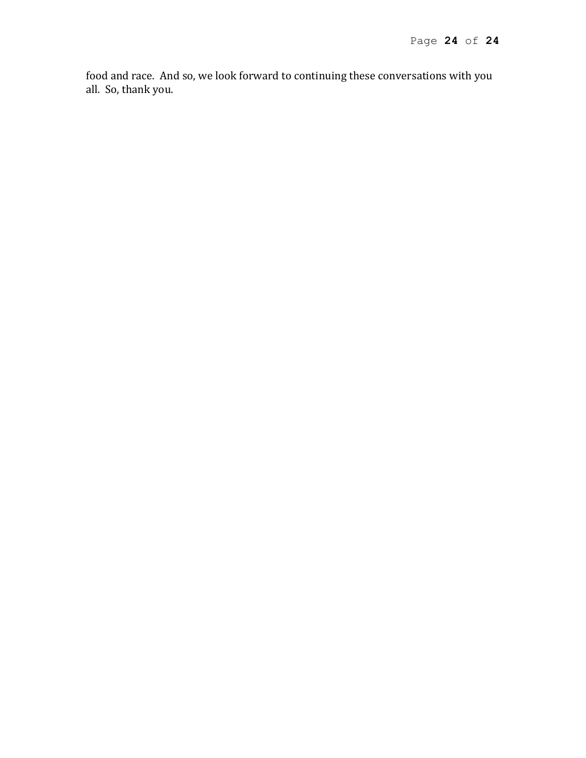food and race. And so, we look forward to continuing these conversations with you all. So, thank you.